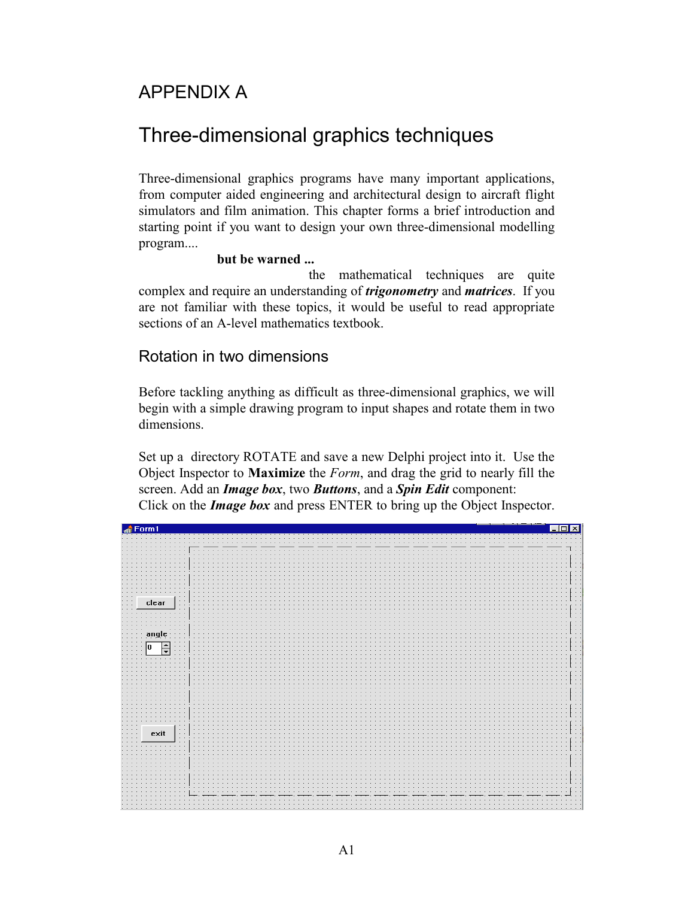# APPENDIX A

# Three-dimensional graphics techniques

Three-dimensional graphics programs have many important applications, from computer aided engineering and architectural design to aircraft flight simulators and film animation. This chapter forms a brief introduction and starting point if you want to design your own three-dimensional modelling program....

**but be warned ...**

the mathematical techniques are quite complex and require an understanding of ***trigonometry*** and ***matrices***. If you are not familiar with these topics, it would be useful to read appropriate sections of an A-level mathematics textbook.

## Rotation in two dimensions

Before tackling anything as difficult as three-dimensional graphics, we will begin with a simple drawing program to input shapes and rotate them in two dimensions.

Set up a directory ROTATE and save a new Delphi project into it. Use the Object Inspector to **Maximize** the *Form*, and drag the grid to nearly fill the screen. Add an ***Image box***, two ***Buttons***, and a ***Spin Edit*** component: Click on the ***Image box*** and press ENTER to bring up the Object Inspector.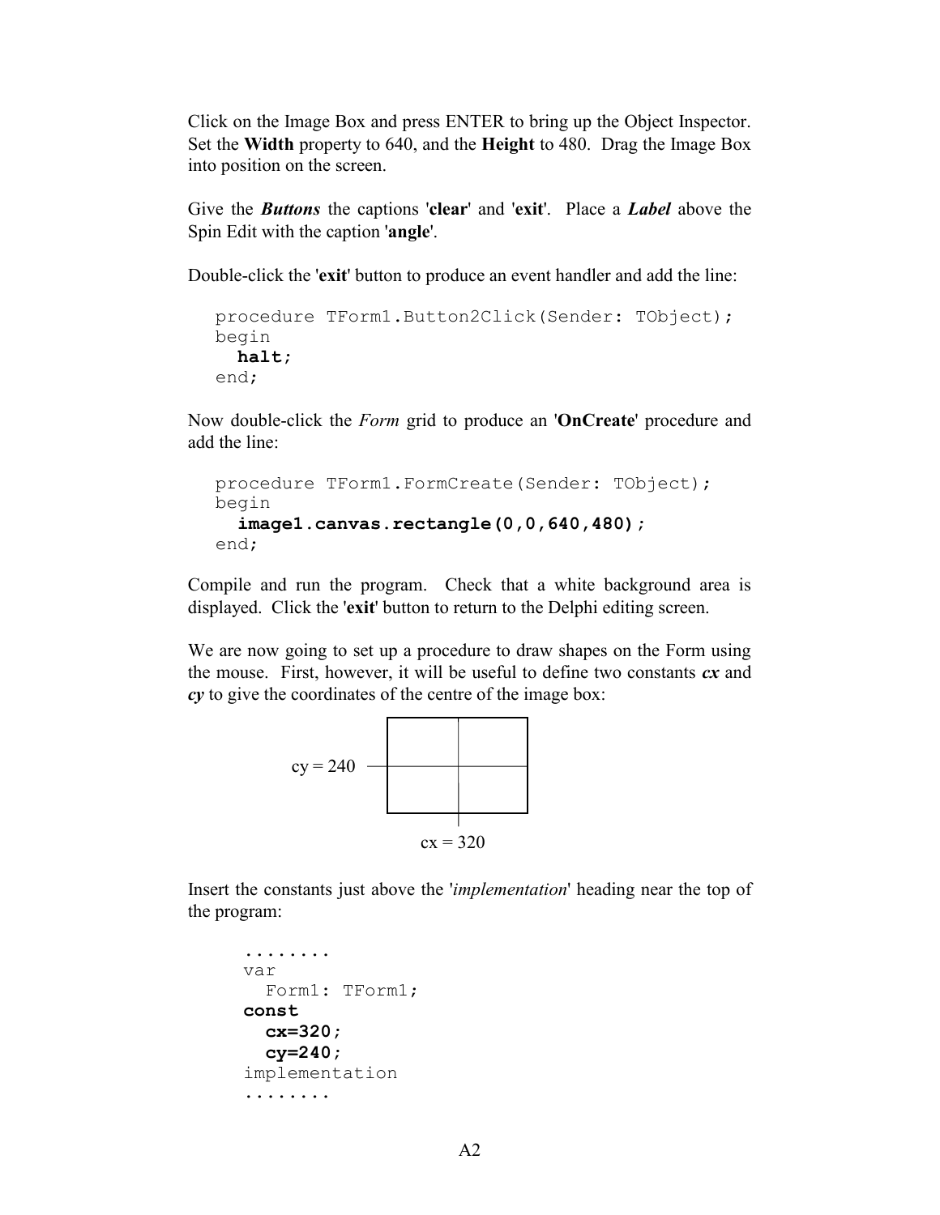Click on the Image Box and press ENTER to bring up the Object Inspector. Set the **Width** property to 640, and the **Height** to 480. Drag the Image Box into position on the screen.

Give the ***Buttons*** the captions '**clear**' and '**exit**'. Place a ***Label*** above the Spin Edit with the caption '**angle**'.

Double-click the '**exit**' button to produce an event handler and add the line:

```
procedure TForm1.Button2Click(Sender: TObject);
begin
  halt;
end;
```

Now double-click the *Form* grid to produce an '**OnCreate**' procedure and add the line:

```
procedure TForm1.FormCreate(Sender: TObject);
begin
  image1.canvas.rectangle(0,0,640,480);
end;
```

Compile and run the program. Check that a white background area is displayed. Click the '**exit**' button to return to the Delphi editing screen.

We are now going to set up a procedure to draw shapes on the Form using the mouse. First, however, it will be useful to define two constants ***cx*** and ***cy*** to give the coordinates of the centre of the image box:

cy = 240

cx = 320

Insert the constants just above the '*implementation*' heading near the top of the program:

```
........
var
  Form1: TForm1;
const
  cx=320;
  cy=240;
implementation
........
```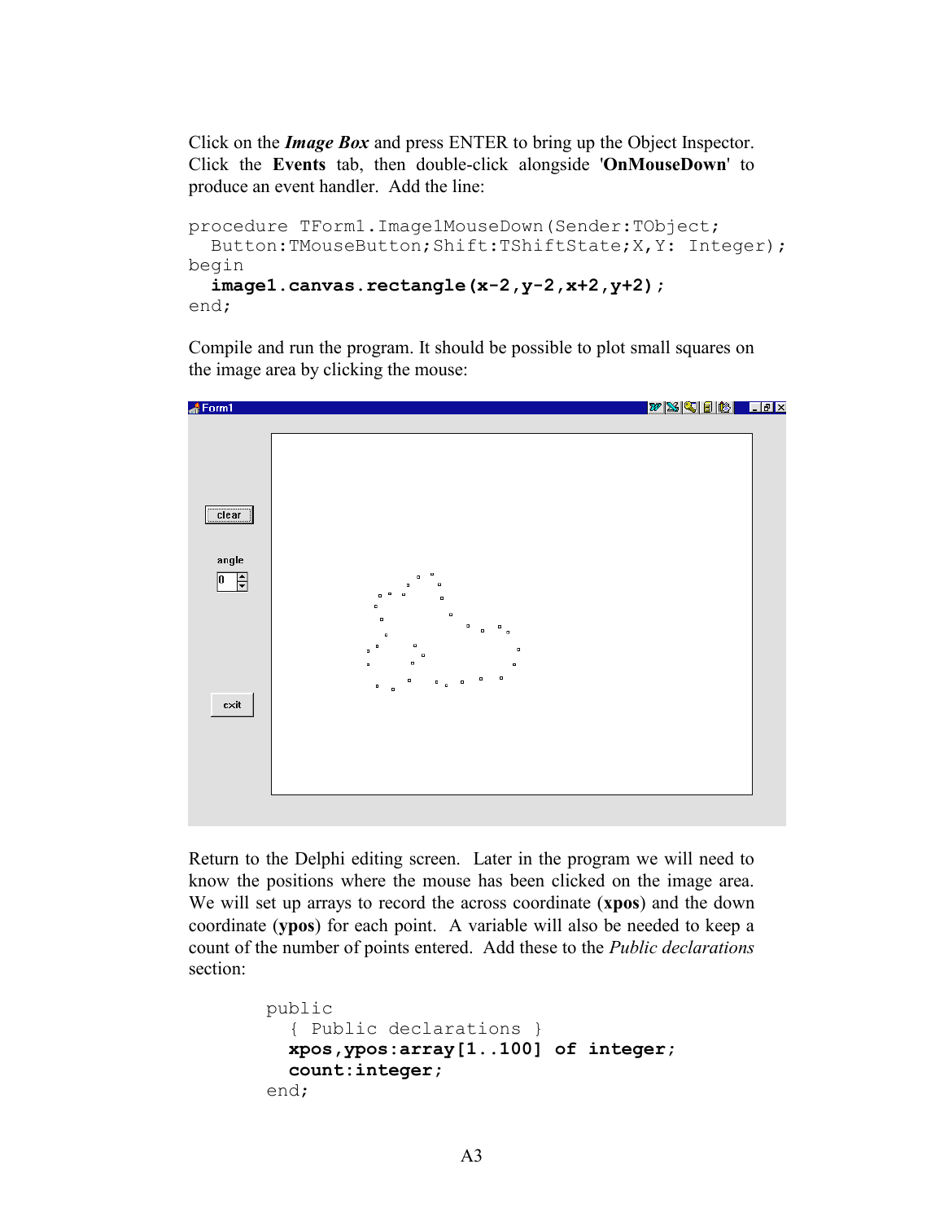Click on the ***Image Box*** and press ENTER to bring up the Object Inspector. Click the **Events** tab, then double-click alongside '**OnMouseDown**' to produce an event handler. Add the line:

```
procedure TForm1.Image1MouseDown(Sender:TObject;
  Button:TMouseButton;Shift:TShiftState;X,Y: Integer);
begin
  image1.canvas.rectangle(x-2,y-2,x+2,y+2);
end;
```

Compile and run the program. It should be possible to plot small squares on the image area by clicking the mouse:

Return to the Delphi editing screen. Later in the program we will need to know the positions where the mouse has been clicked on the image area. We will set up arrays to record the across coordinate (**xpos**) and the down coordinate (**ypos**) for each point. A variable will also be needed to keep a count of the number of points entered. Add these to the *Public declarations* section:

```
public
  { Public declarations }
  xpos,ypos:array[1..100] of integer;
  count:integer;
end;
```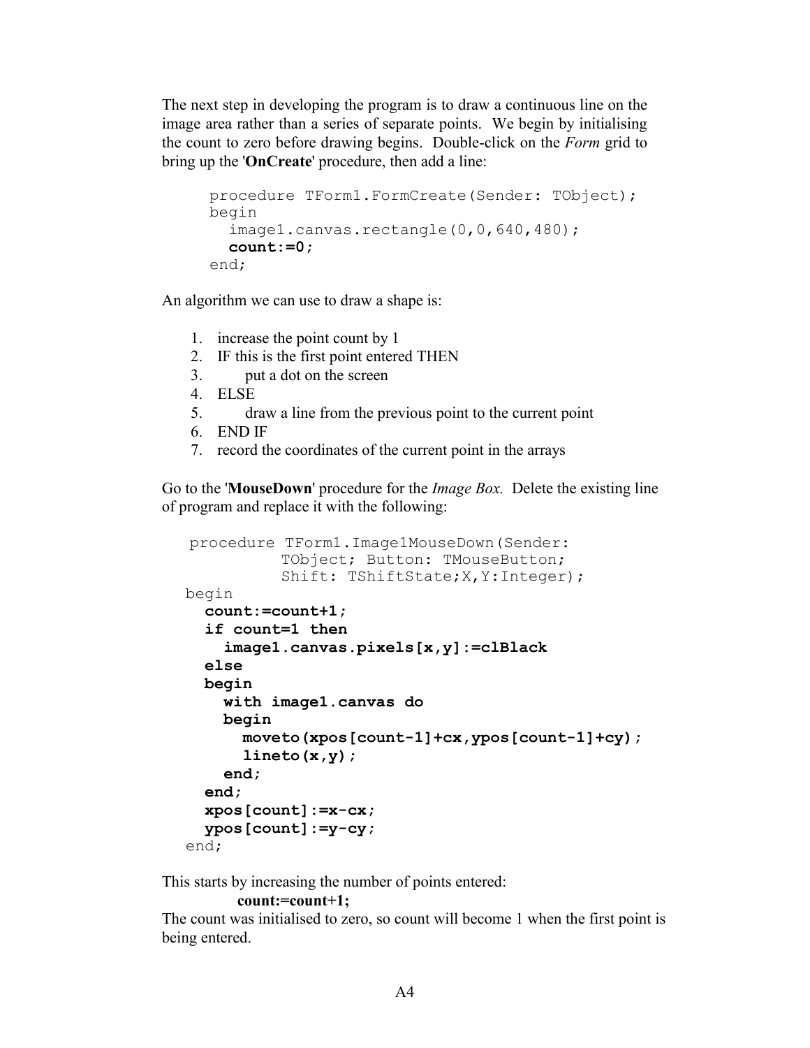The next step in developing the program is to draw a continuous line on the image area rather than a series of separate points. We begin by initialising the count to zero before drawing begins. Double-click on the *Form* grid to bring up the '**OnCreate**' procedure, then add a line:

```
procedure TForm1.FormCreate(Sender: TObject);
begin
  image1.canvas.rectangle(0,0,640,480);
  count:=0;
end;
```

An algorithm we can use to draw a shape is:

1. increase the point count by 1
2. IF this is the first point entered THEN
3. put a dot on the screen
4. ELSE
5. draw a line from the previous point to the current point
6. END IF
7. record the coordinates of the current point in the arrays

Go to the '**MouseDown**' procedure for the *Image Box.* Delete the existing line of program and replace it with the following:

```
procedure TForm1.Image1MouseDown(Sender:
          TObject; Button: TMouseButton;
          Shift: TShiftState;X,Y:Integer);
begin
  count:=count+1;
  if count=1 then
    image1.canvas.pixels[x,y]:=clBlack
  else
  begin
    with image1.canvas do
    begin
      moveto(xpos[count-1]+cx,ypos[count-1]+cy);
      lineto(x,y);
    end;
  end;
  xpos[count]:=x-cx;
  ypos[count]:=y-cy;
end;
```

This starts by increasing the number of points entered:

**count:=count+1;**

The count was initialised to zero, so count will become 1 when the first point is being entered.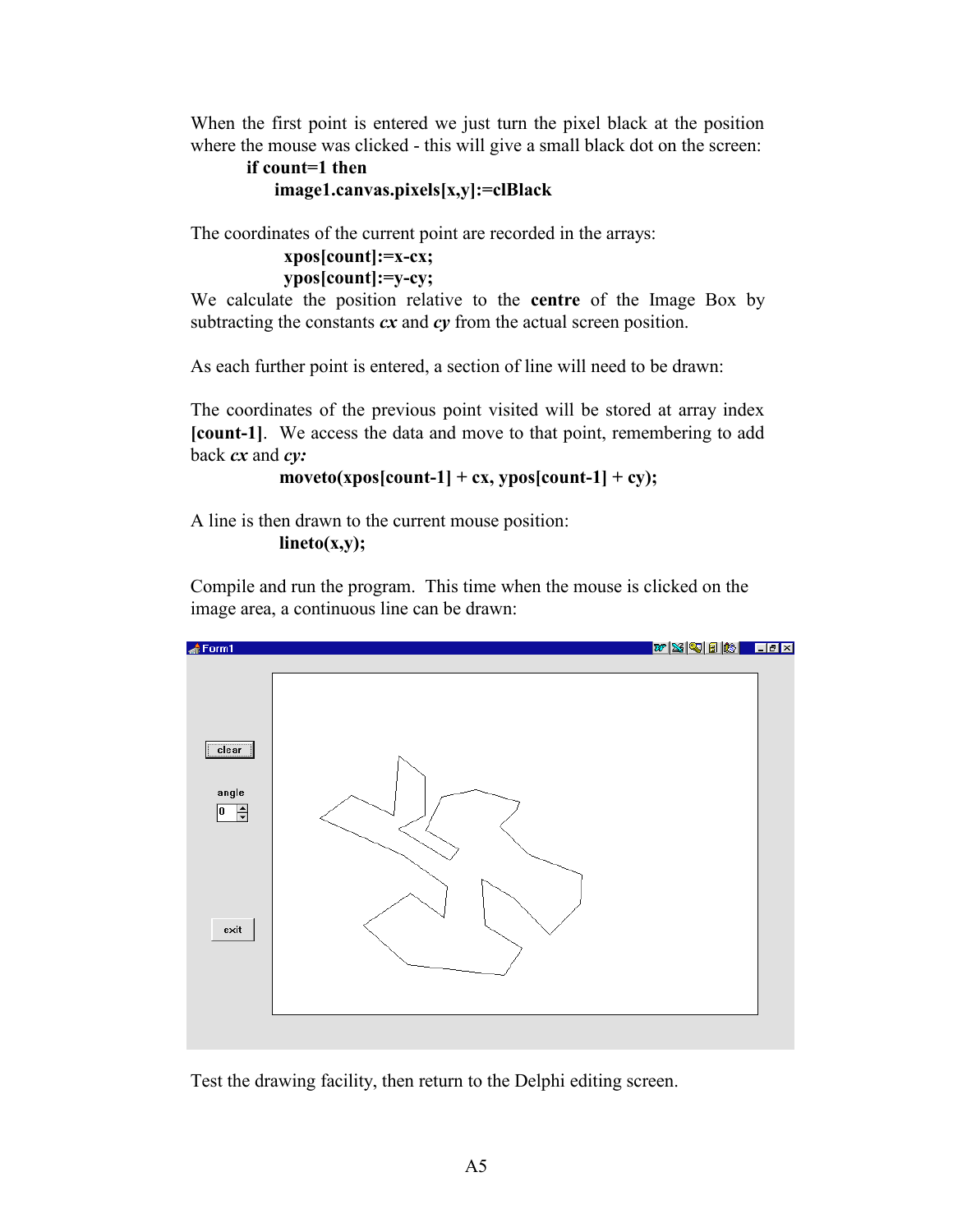When the first point is entered we just turn the pixel black at the position where the mouse was clicked - this will give a small black dot on the screen:

```
if count=1 then
    image1.canvas.pixels[x,y]:=clBlack
```

The coordinates of the current point are recorded in the arrays:

```
xpos[count]:=x-cx;
ypos[count]:=y-cy;
```

We calculate the position relative to the **centre** of the Image Box by subtracting the constants ***cx*** and ***cy*** from the actual screen position.

As each further point is entered, a section of line will need to be drawn:

The coordinates of the previous point visited will be stored at array index **[count-1]**. We access the data and move to that point, remembering to add back ***cx*** and ***cy:***

```
moveto(xpos[count-1] + cx, ypos[count-1] + cy);
```

A line is then drawn to the current mouse position:

```
lineto(x,y);
```

Compile and run the program. This time when the mouse is clicked on the image area, a continuous line can be drawn:

Test the drawing facility, then return to the Delphi editing screen.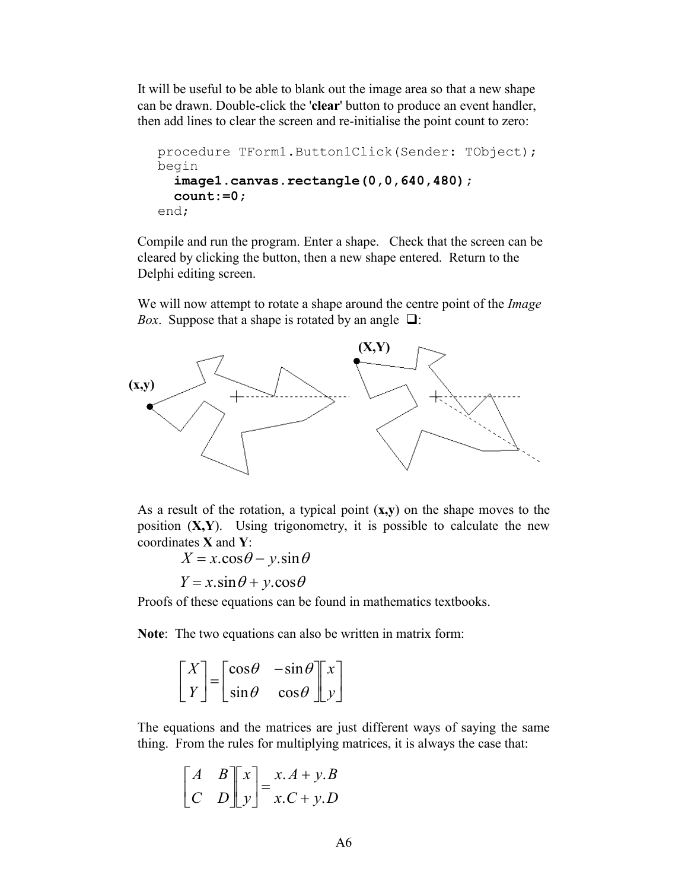It will be useful to be able to blank out the image area so that a new shape can be drawn. Double-click the '**clear**' button to produce an event handler, then add lines to clear the screen and re-initialise the point count to zero:

```
procedure TForm1.Button1Click(Sender: TObject);
begin
  image1.canvas.rectangle(0,0,640,480);
  count:=0;
end;
```

Compile and run the program. Enter a shape. Check that the screen can be cleared by clicking the button, then a new shape entered. Return to the Delphi editing screen.

We will now attempt to rotate a shape around the centre point of the *Image Box*. Suppose that a shape is rotated by an angle $\theta$:

As a result of the rotation, a typical point (**x,y**) on the shape moves to the position (**X,Y**). Using trigonometry, it is possible to calculate the new coordinates **X** and **Y**:

$$X = x.\cos\theta - y.\sin\theta$$

$$Y = x.\sin\theta + y.\cos\theta$$

Proofs of these equations can be found in mathematics textbooks.

**Note**: The two equations can also be written in matrix form:

$$\begin{bmatrix} X \\ Y \end{bmatrix} = \begin{bmatrix} \cos\theta & -\sin\theta \\ \sin\theta & \cos\theta \end{bmatrix} \begin{bmatrix} x \\ y \end{bmatrix}$$

The equations and the matrices are just different ways of saying the same thing. From the rules for multiplying matrices, it is always the case that:

$$\begin{bmatrix} A & B \\ C & D \end{bmatrix} \begin{bmatrix} x \\ y \end{bmatrix} = \begin{matrix} x.A + y.B \\ x.C + y.D \end{matrix}$$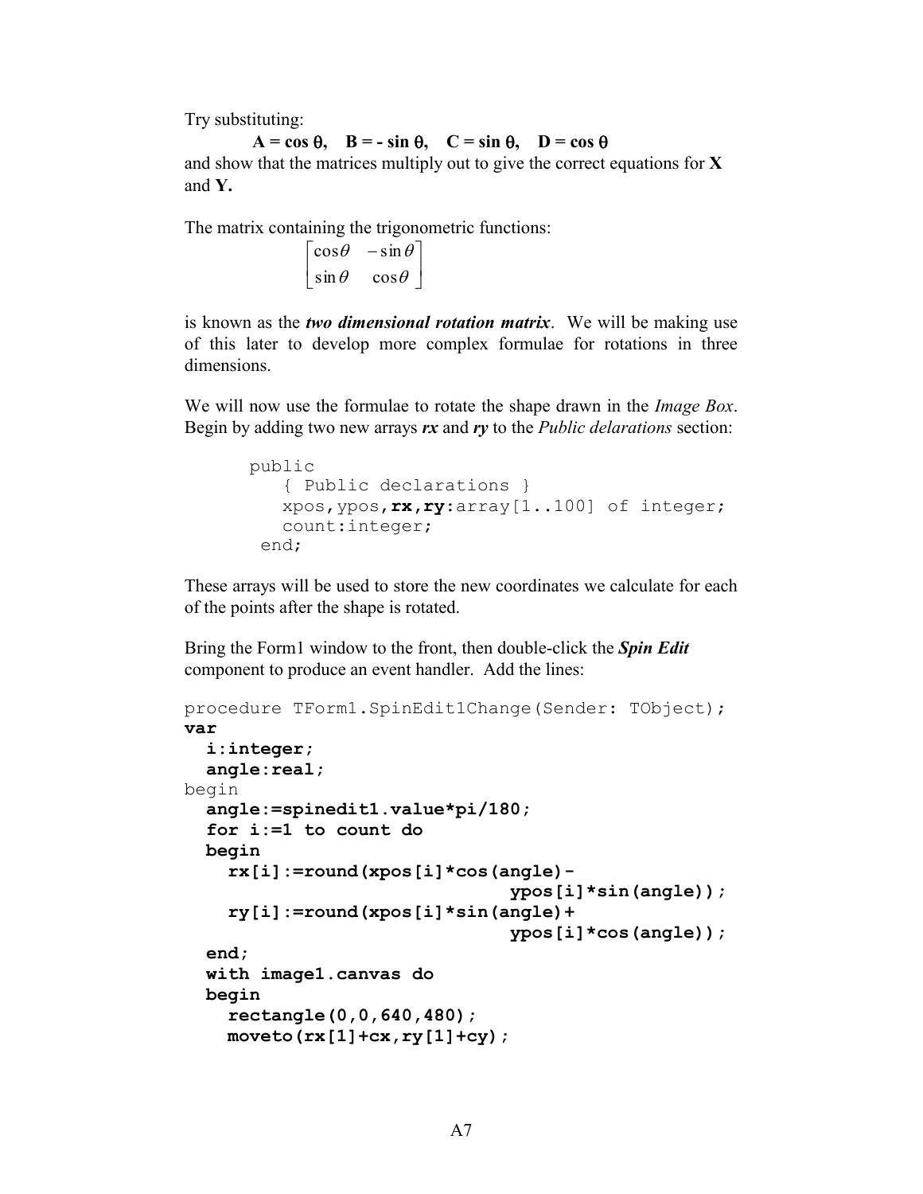Try substituting:

**$A = \cos\theta$, $B = -\sin\theta$, $C = \sin\theta$, $D = \cos\theta$**

and show that the matrices multiply out to give the correct equations for **X** and **Y.**

The matrix containing the trigonometric functions:

$$\begin{bmatrix} \cos\theta & -\sin\theta \\ \sin\theta & \cos\theta \end{bmatrix}$$

is known as the ***two dimensional rotation matrix***. We will be making use of this later to develop more complex formulae for rotations in three dimensions.

We will now use the formulae to rotate the shape drawn in the *Image Box*. Begin by adding two new arrays ***rx*** and ***ry*** to the *Public delarations* section:

```
public
   { Public declarations }
   xpos,ypos,rx,ry:array[1..100] of integer;
   count:integer;
 end;
```

These arrays will be used to store the new coordinates we calculate for each of the points after the shape is rotated.

Bring the Form1 window to the front, then double-click the ***Spin Edit*** component to produce an event handler. Add the lines:

```
procedure TForm1.SpinEdit1Change(Sender: TObject);
var
  i:integer;
  angle:real;
begin
  angle:=spinedit1.value*pi/180;
  for i:=1 to count do
  begin
    rx[i]:=round(xpos[i]*cos(angle)-
                             ypos[i]*sin(angle));
    ry[i]:=round(xpos[i]*sin(angle)+
                             ypos[i]*cos(angle));
  end;
  with image1.canvas do
  begin
    rectangle(0,0,640,480);
    moveto(rx[1]+cx,ry[1]+cy);
```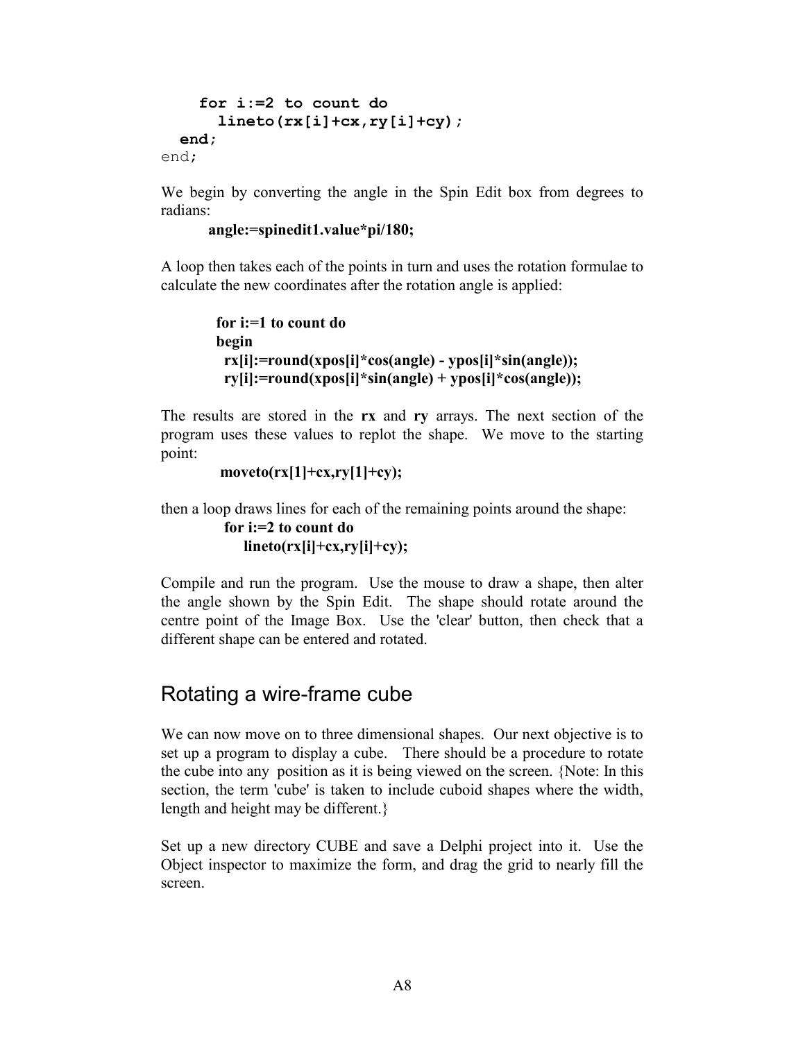```
    for i:=2 to count do
      lineto(rx[i]+cx,ry[i]+cy);
  end;
end;
```

We begin by converting the angle in the Spin Edit box from degrees to radians:

```
angle:=spinedit1.value*pi/180;
```

A loop then takes each of the points in turn and uses the rotation formulae to calculate the new coordinates after the rotation angle is applied:

```
for i:=1 to count do
begin
  rx[i]:=round(xpos[i]*cos(angle) - ypos[i]*sin(angle));
  ry[i]:=round(xpos[i]*sin(angle) + ypos[i]*cos(angle));
```

The results are stored in the **rx** and **ry** arrays. The next section of the program uses these values to replot the shape. We move to the starting point:

```
moveto(rx[1]+cx,ry[1]+cy);
```

then a loop draws lines for each of the remaining points around the shape:

```
for i:=2 to count do
    lineto(rx[i]+cx,ry[i]+cy);
```

Compile and run the program. Use the mouse to draw a shape, then alter the angle shown by the Spin Edit. The shape should rotate around the centre point of the Image Box. Use the 'clear' button, then check that a different shape can be entered and rotated.

## Rotating a wire-frame cube

We can now move on to three dimensional shapes. Our next objective is to set up a program to display a cube. There should be a procedure to rotate the cube into any position as it is being viewed on the screen. {Note: In this section, the term 'cube' is taken to include cuboid shapes where the width, length and height may be different.}

Set up a new directory CUBE and save a Delphi project into it. Use the Object inspector to maximize the form, and drag the grid to nearly fill the screen.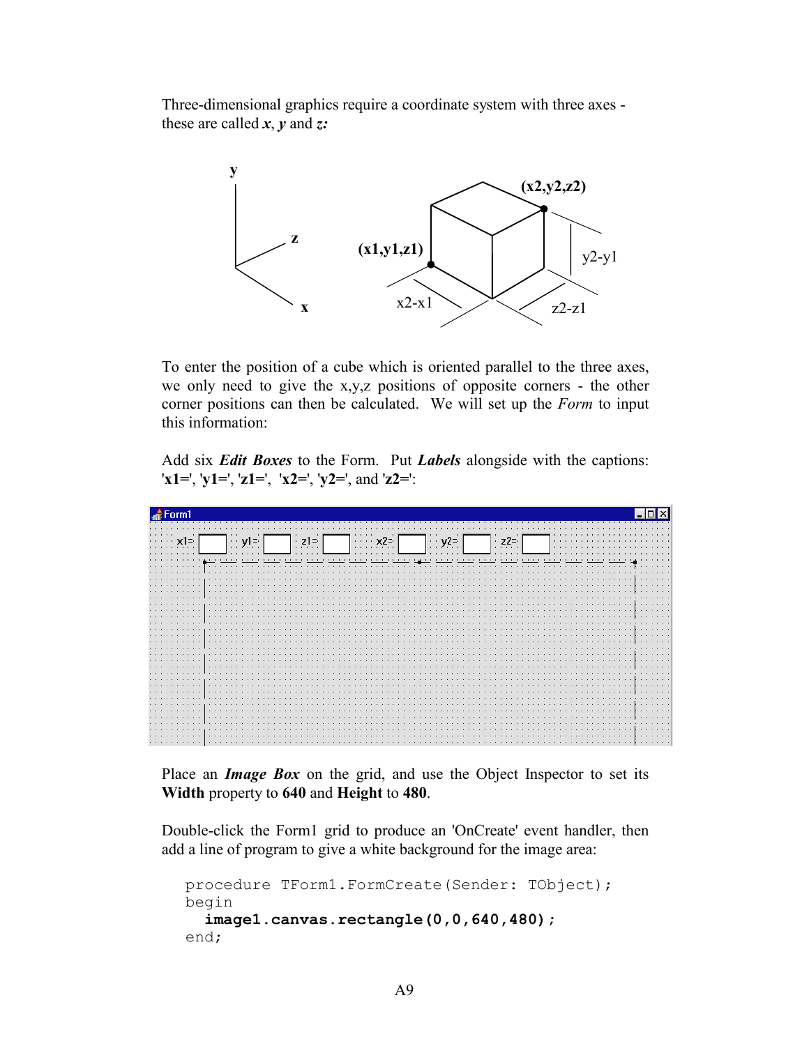Three-dimensional graphics require a coordinate system with three axes - these are called ***x***, ***y*** and ***z:***

To enter the position of a cube which is oriented parallel to the three axes, we only need to give the x,y,z positions of opposite corners - the other corner positions can then be calculated. We will set up the *Form* to input this information:

Add six ***Edit Boxes*** to the Form. Put ***Labels*** alongside with the captions: **'x1='**, **'y1='**, **'z1='**, **'x2='**, **'y2='**, and **'z2='**:

Place an ***Image Box*** on the grid, and use the Object Inspector to set its **Width** property to **640** and **Height** to **480**.

Double-click the Form1 grid to produce an 'OnCreate' event handler, then add a line of program to give a white background for the image area:

```
procedure TForm1.FormCreate(Sender: TObject);
begin
  image1.canvas.rectangle(0,0,640,480);
end;
```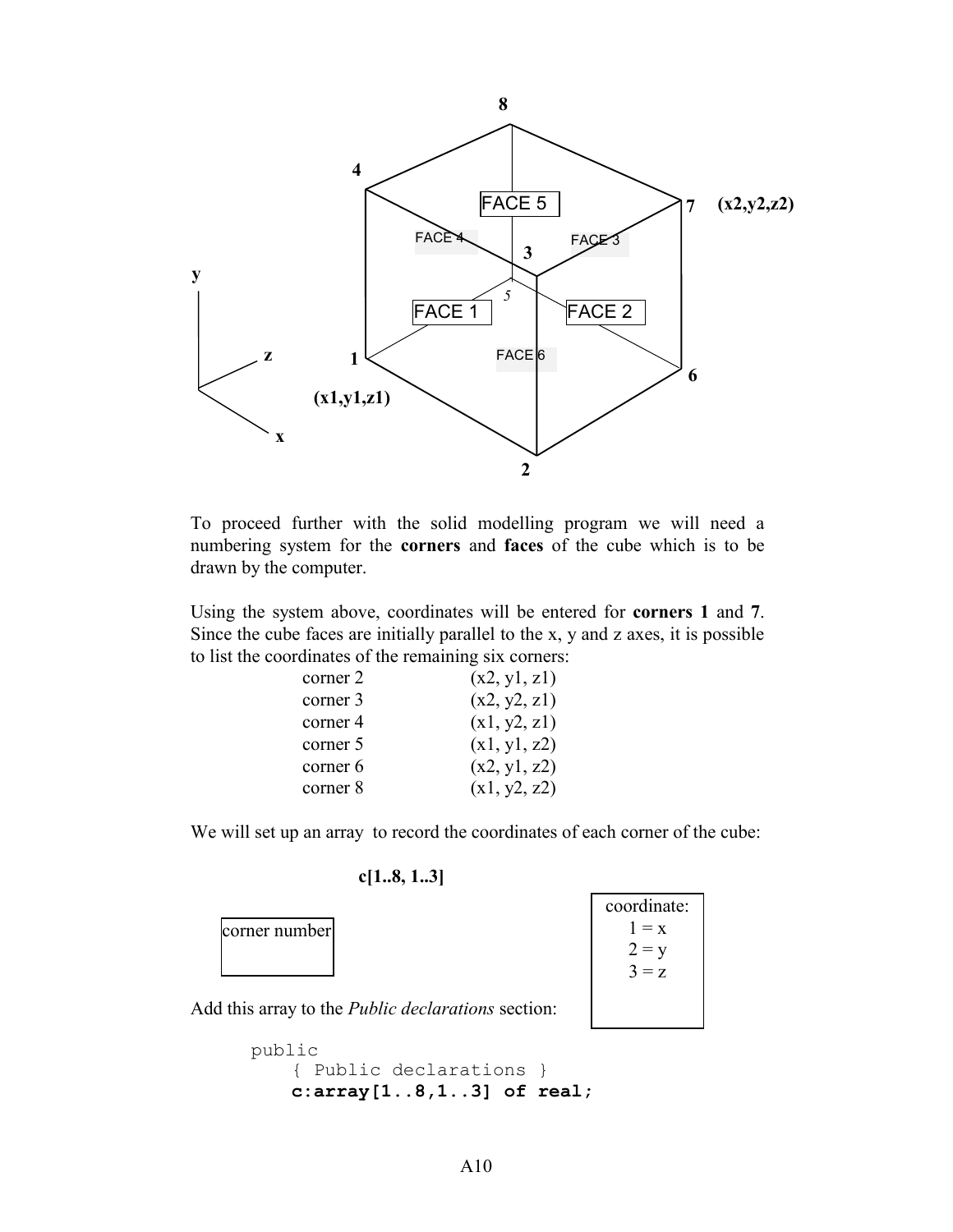To proceed further with the solid modelling program we will need a numbering system for the **corners** and **faces** of the cube which is to be drawn by the computer.

Using the system above, coordinates will be entered for **corners 1** and **7**. Since the cube faces are initially parallel to the x, y and z axes, it is possible to list the coordinates of the remaining six corners:

| | |
|---|---|
| corner 2 | (x2, y1, z1) |
| corner 3 | (x2, y2, z1) |
| corner 4 | (x1, y2, z1) |
| corner 5 | (x1, y1, z2) |
| corner 6 | (x2, y1, z2) |
| corner 8 | (x1, y2, z2) |

We will set up an array to record the coordinates of each corner of the cube:

**c[1..8, 1..3]**

corner number

coordinate:
1 = x
2 = y
3 = z

Add this array to the *Public declarations* section:

```
public
    { Public declarations }
    c:array[1..8,1..3] of real;
```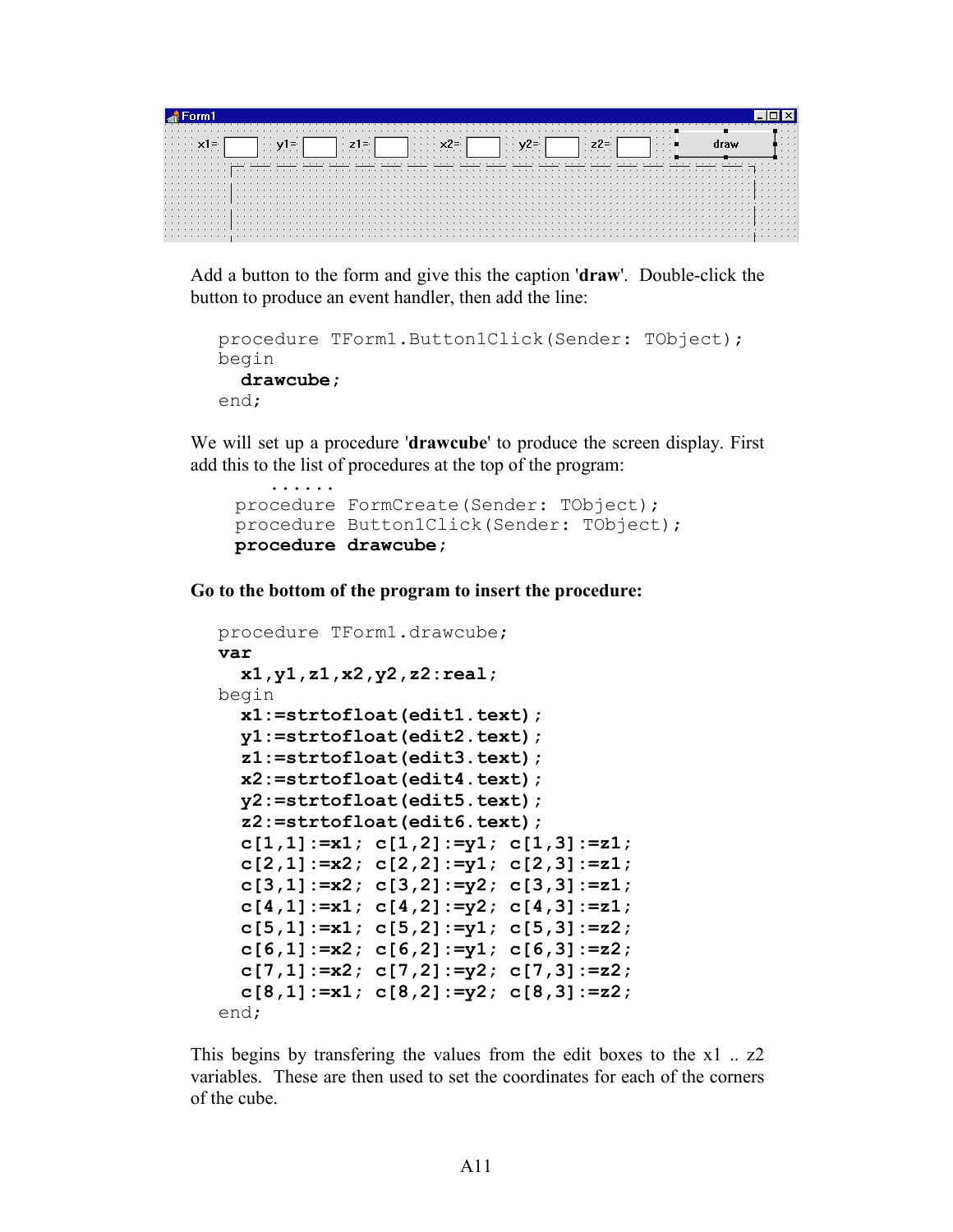Add a button to the form and give this the caption '**draw**'. Double-click the button to produce an event handler, then add the line:

```
procedure TForm1.Button1Click(Sender: TObject);
begin
  drawcube;
end;
```

We will set up a procedure '**drawcube**' to produce the screen display. First add this to the list of procedures at the top of the program:

```
     ......
  procedure FormCreate(Sender: TObject);
  procedure Button1Click(Sender: TObject);
  procedure drawcube;
```

**Go to the bottom of the program to insert the procedure:**

```
procedure TForm1.drawcube;
var
  x1,y1,z1,x2,y2,z2:real;
begin
  x1:=strtofloat(edit1.text);
  y1:=strtofloat(edit2.text);
  z1:=strtofloat(edit3.text);
  x2:=strtofloat(edit4.text);
  y2:=strtofloat(edit5.text);
  z2:=strtofloat(edit6.text);
  c[1,1]:=x1; c[1,2]:=y1; c[1,3]:=z1;
  c[2,1]:=x2; c[2,2]:=y1; c[2,3]:=z1;
  c[3,1]:=x2; c[3,2]:=y2; c[3,3]:=z1;
  c[4,1]:=x1; c[4,2]:=y2; c[4,3]:=z1;
  c[5,1]:=x1; c[5,2]:=y1; c[5,3]:=z2;
  c[6,1]:=x2; c[6,2]:=y1; c[6,3]:=z2;
  c[7,1]:=x2; c[7,2]:=y2; c[7,3]:=z2;
  c[8,1]:=x1; c[8,2]:=y2; c[8,3]:=z2;
end;
```

This begins by transfering the values from the edit boxes to the x1 .. z2 variables. These are then used to set the coordinates for each of the corners of the cube.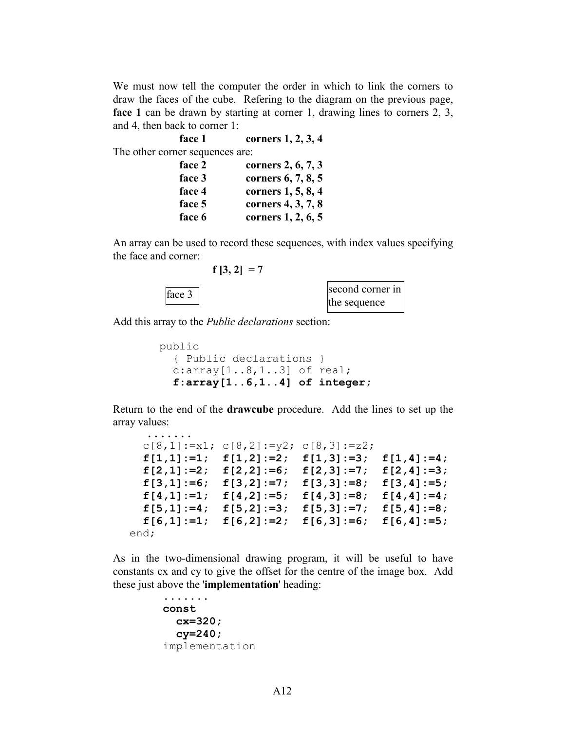We must now tell the computer the order in which to link the corners to draw the faces of the cube. Refering to the diagram on the previous page, **face 1** can be drawn by starting at corner 1, drawing lines to corners 2, 3, and 4, then back to corner 1:

| | |
|---|---|
| **face 1** | **corners 1, 2, 3, 4** |

The other corner sequences are:

| | |
|---|---|
| **face 2** | **corners 2, 6, 7, 3** |
| **face 3** | **corners 6, 7, 8, 5** |
| **face 4** | **corners 1, 5, 8, 4** |
| **face 5** | **corners 4, 3, 7, 8** |
| **face 6** | **corners 1, 2, 6, 5** |

An array can be used to record these sequences, with index values specifying the face and corner:

**f [3, 2] = 7**

face 3 — second corner in the sequence

Add this array to the *Public declarations* section:

```
public
  { Public declarations }
  c:array[1..8,1..3] of real;
  f:array[1..6,1..4] of integer;
```

Return to the end of the **drawcube** procedure. Add the lines to set up the array values:

```
 .......
  c[8,1]:=x1; c[8,2]:=y2; c[8,3]:=z2;
  f[1,1]:=1;  f[1,2]:=2;  f[1,3]:=3;  f[1,4]:=4;
  f[2,1]:=2;  f[2,2]:=6;  f[2,3]:=7;  f[2,4]:=3;
  f[3,1]:=6;  f[3,2]:=7;  f[3,3]:=8;  f[3,4]:=5;
  f[4,1]:=1;  f[4,2]:=5;  f[4,3]:=8;  f[4,4]:=4;
  f[5,1]:=4;  f[5,2]:=3;  f[5,3]:=7;  f[5,4]:=8;
  f[6,1]:=1;  f[6,2]:=2;  f[6,3]:=6;  f[6,4]:=5;
end;
```

As in the two-dimensional drawing program, it will be useful to have constants cx and cy to give the offset for the centre of the image box. Add these just above the '**implementation**' heading:

```
.......
const
  cx=320;
  cy=240;
implementation
```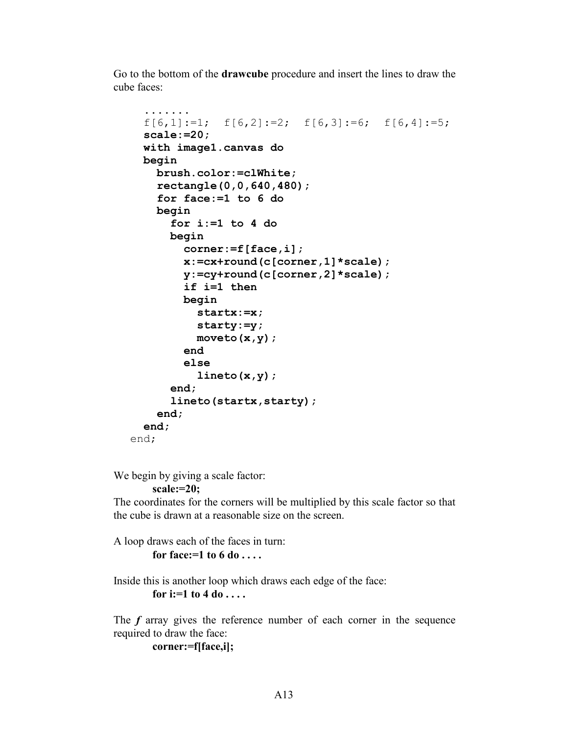Go to the bottom of the **drawcube** procedure and insert the lines to draw the cube faces:

```
  .......
  f[6,1]:=1;  f[6,2]:=2;  f[6,3]:=6;  f[6,4]:=5;
  scale:=20;
  with image1.canvas do
  begin
    brush.color:=clWhite;
    rectangle(0,0,640,480);
    for face:=1 to 6 do
    begin
      for i:=1 to 4 do
      begin
        corner:=f[face,i];
        x:=cx+round(c[corner,1]*scale);
        y:=cy+round(c[corner,2]*scale);
        if i=1 then
        begin
          startx:=x;
          starty:=y;
          moveto(x,y);
        end
        else
          lineto(x,y);
      end;
      lineto(startx,starty);
    end;
  end;
end;
```

We begin by giving a scale factor:

**scale:=20;**

The coordinates for the corners will be multiplied by this scale factor so that the cube is drawn at a reasonable size on the screen.

A loop draws each of the faces in turn:

**for face:=1 to 6 do . . . .**

Inside this is another loop which draws each edge of the face:

**for i:=1 to 4 do . . . .**

The ***f*** array gives the reference number of each corner in the sequence required to draw the face:

**corner:=f[face,i];**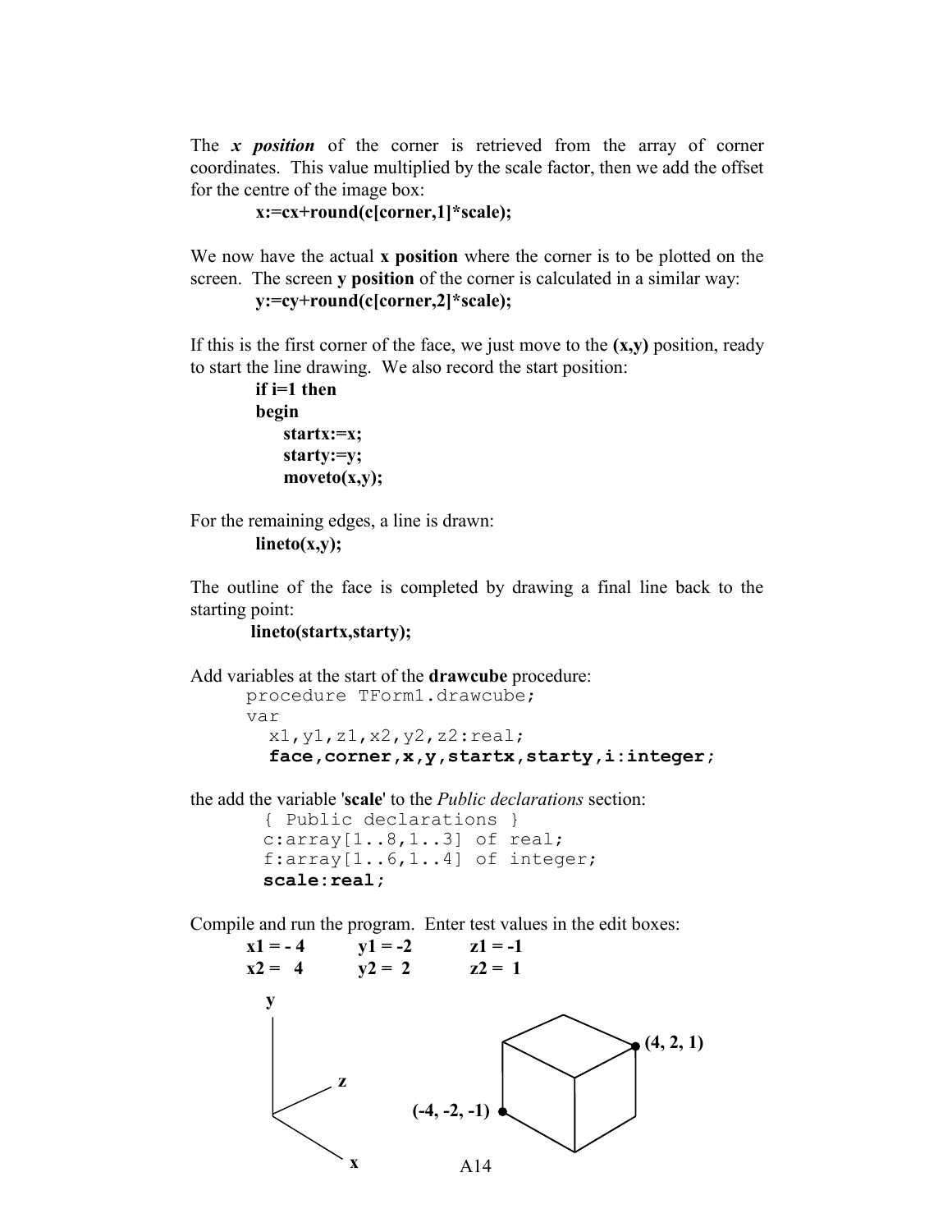The ***x position*** of the corner is retrieved from the array of corner coordinates. This value multiplied by the scale factor, then we add the offset for the centre of the image box:

```
x:=cx+round(c[corner,1]*scale);
```

We now have the actual **x position** where the corner is to be plotted on the screen. The screen **y position** of the corner is calculated in a similar way:

```
y:=cy+round(c[corner,2]*scale);
```

If this is the first corner of the face, we just move to the **(x,y)** position, ready to start the line drawing. We also record the start position:

```
if i=1 then
begin
    startx:=x;
    starty:=y;
    moveto(x,y);
```

For the remaining edges, a line is drawn:

```
lineto(x,y);
```

The outline of the face is completed by drawing a final line back to the starting point:

```
lineto(startx,starty);
```

Add variables at the start of the **drawcube** procedure:

```
procedure TForm1.drawcube;
var
  x1,y1,z1,x2,y2,z2:real;
  face,corner,x,y,startx,starty,i:integer;
```

the add the variable '**scale**' to the *Public declarations* section:

```
{ Public declarations }
c:array[1..8,1..3] of real;
f:array[1..6,1..4] of integer;
scale:real;
```

Compile and run the program. Enter test values in the edit boxes:

| | | |
|---|---|---|
| **x1 = - 4** | **y1 = -2** | **z1 = -1** |
| **x2 = 4** | **y2 = 2** | **z2 = 1** |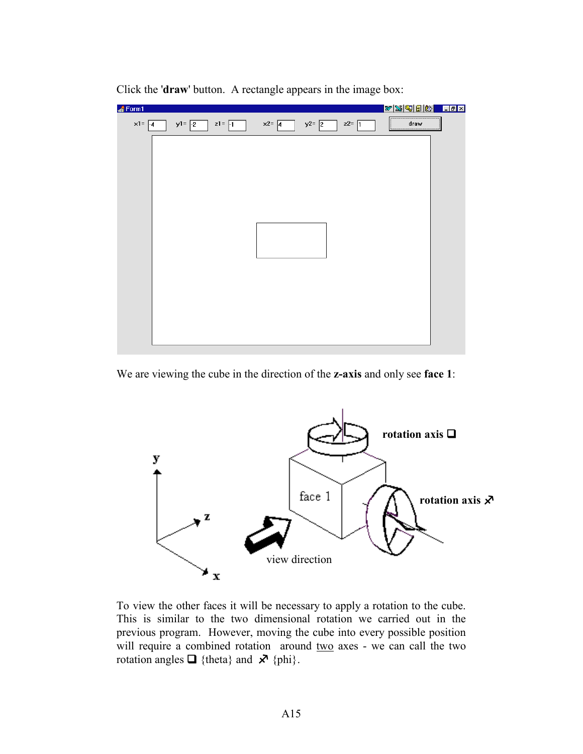Click the '**draw**' button. A rectangle appears in the image box:

We are viewing the cube in the direction of the **z-axis** and only see **face 1**:

To view the other faces it will be necessary to apply a rotation to the cube. This is similar to the two dimensional rotation we carried out in the previous program. However, moving the cube into every possible position will require a combined rotation around two axes - we can call the two rotation angles ❑ {theta} and ⤯ {phi}.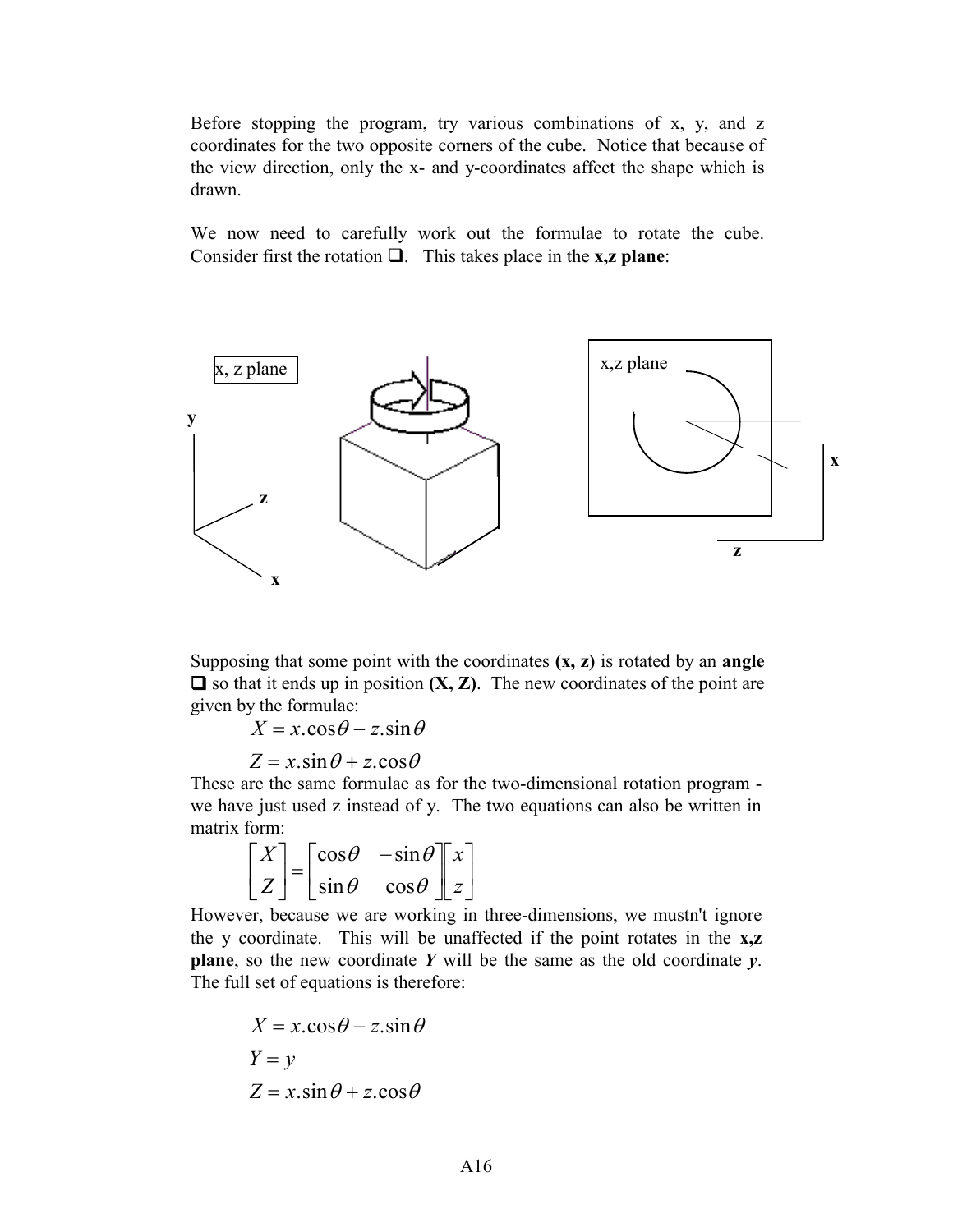Before stopping the program, try various combinations of x, y, and z coordinates for the two opposite corners of the cube. Notice that because of the view direction, only the x- and y-coordinates affect the shape which is drawn.

We now need to carefully work out the formulae to rotate the cube. Consider first the rotation ❑. This takes place in the **x,z plane**:

Supposing that some point with the coordinates **(x, z)** is rotated by an **angle** ❑ so that it ends up in position **(X, Z)**. The new coordinates of the point are given by the formulae:

$$X = x.\cos\theta - z.\sin\theta$$

$$Z = x.\sin\theta + z.\cos\theta$$

These are the same formulae as for the two-dimensional rotation program - we have just used z instead of y. The two equations can also be written in matrix form:

$$\begin{bmatrix} X \\ Z \end{bmatrix} = \begin{bmatrix} \cos\theta & -\sin\theta \\ \sin\theta & \cos\theta \end{bmatrix} \begin{bmatrix} x \\ z \end{bmatrix}$$

However, because we are working in three-dimensions, we mustn't ignore the y coordinate. This will be unaffected if the point rotates in the **x,z plane**, so the new coordinate ***Y*** will be the same as the old coordinate ***y***. The full set of equations is therefore:

$$X = x.\cos\theta - z.\sin\theta$$

$$Y = y$$

$$Z = x.\sin\theta + z.\cos\theta$$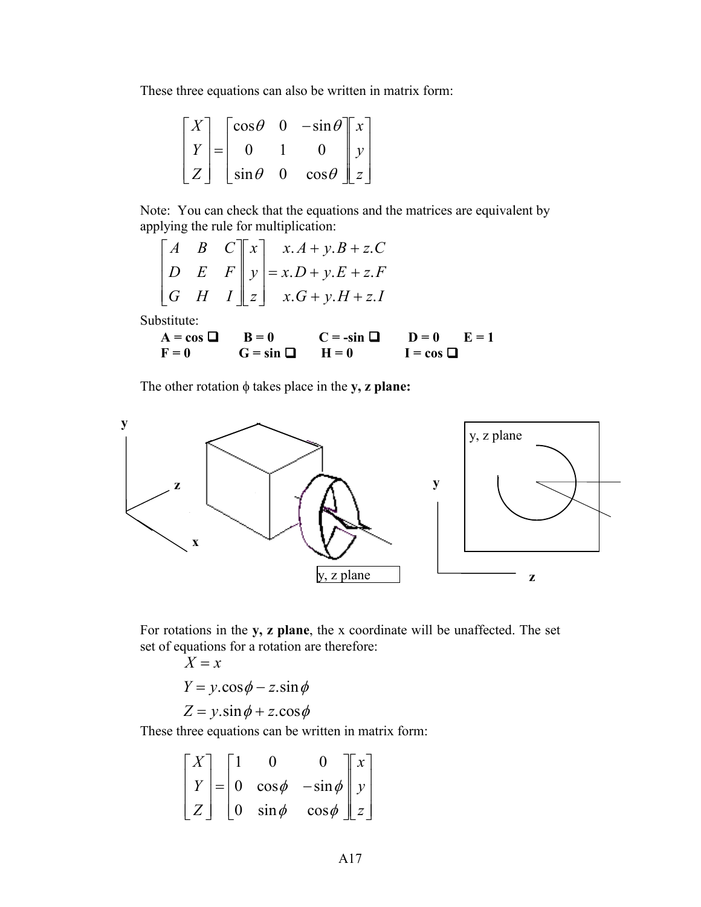These three equations can also be written in matrix form:

$$\begin{bmatrix} X \\ Y \\ Z \end{bmatrix} = \begin{bmatrix} \cos\theta & 0 & -\sin\theta \\ 0 & 1 & 0 \\ \sin\theta & 0 & \cos\theta \end{bmatrix} \begin{bmatrix} x \\ y \\ z \end{bmatrix}$$

Note: You can check that the equations and the matrices are equivalent by applying the rule for multiplication:

$$\begin{bmatrix} A & B & C \\ D & E & F \\ G & H & I \end{bmatrix} \begin{bmatrix} x \\ y \\ z \end{bmatrix} = \begin{matrix} x.A + y.B + z.C \\ x.D + y.E + z.F \\ x.G + y.H + z.I \end{matrix}$$

Substitute:

**A = cos ❑ B = 0 C = -sin ❑ D = 0 E = 1**
**F = 0 G = sin ❑ H = 0 I = cos ❑**

The other rotation $\phi$ takes place in the **y, z plane:**

y, z plane

For rotations in the **y, z plane**, the x coordinate will be unaffected. The set set of equations for a rotation are therefore:

$$X = x$$

$$Y = y.\cos\phi - z.\sin\phi$$

$$Z = y.\sin\phi + z.\cos\phi$$

These three equations can be written in matrix form:

$$\begin{bmatrix} X \\ Y \\ Z \end{bmatrix} = \begin{bmatrix} 1 & 0 & 0 \\ 0 & \cos\phi & -\sin\phi \\ 0 & \sin\phi & \cos\phi \end{bmatrix} \begin{bmatrix} x \\ y \\ z \end{bmatrix}$$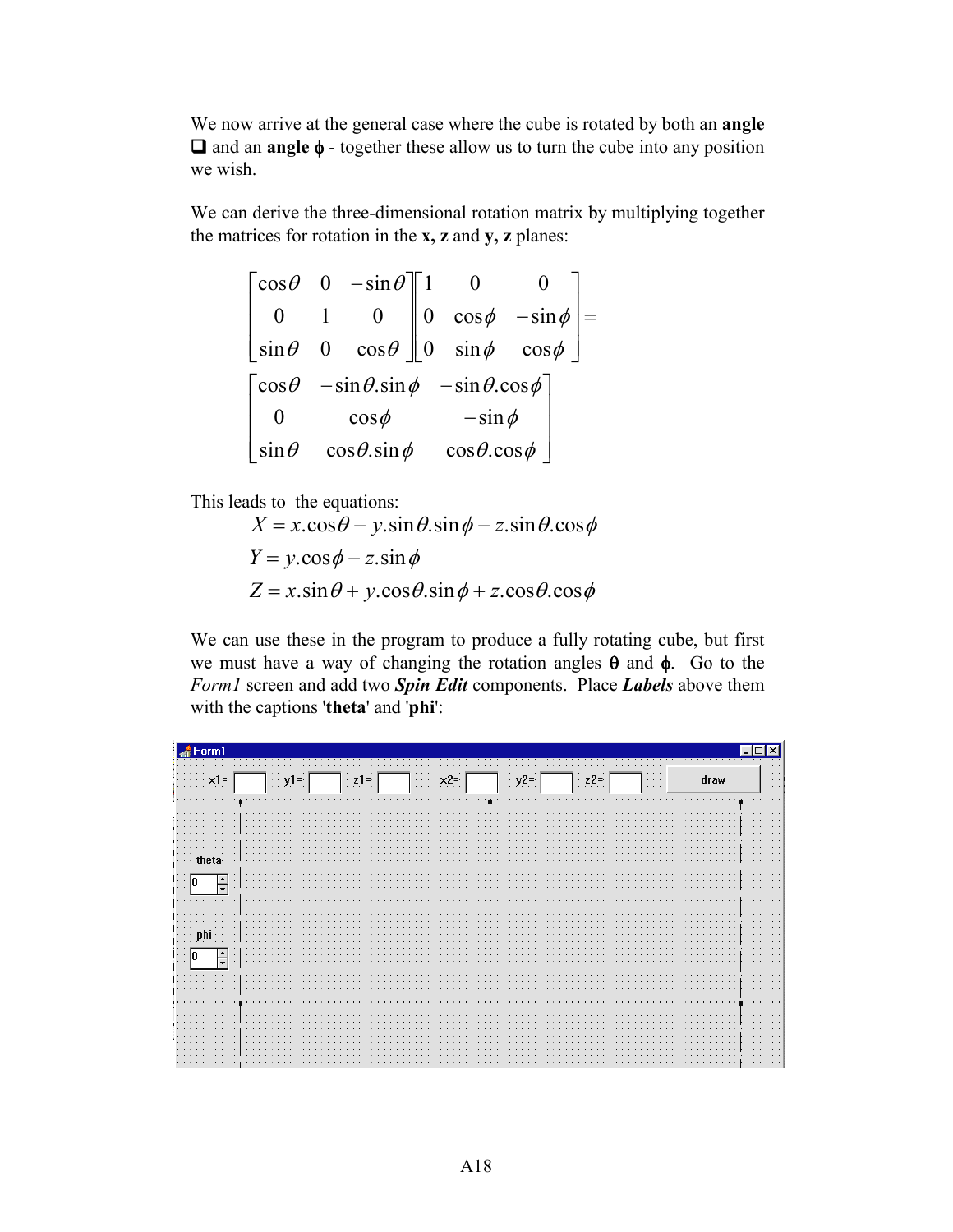We now arrive at the general case where the cube is rotated by both an **angle** ❑ and an **angle ϕ** - together these allow us to turn the cube into any position we wish.

We can derive the three-dimensional rotation matrix by multiplying together the matrices for rotation in the **x, z** and **y, z** planes:

$$
\begin{bmatrix} \cos\theta & 0 & -\sin\theta \\ 0 & 1 & 0 \\ \sin\theta & 0 & \cos\theta \end{bmatrix}
\begin{bmatrix} 1 & 0 & 0 \\ 0 & \cos\phi & -\sin\phi \\ 0 & \sin\phi & \cos\phi \end{bmatrix} =
$$

$$
\begin{bmatrix} \cos\theta & -\sin\theta.\sin\phi & -\sin\theta.\cos\phi \\ 0 & \cos\phi & -\sin\phi \\ \sin\theta & \cos\theta.\sin\phi & \cos\theta.\cos\phi \end{bmatrix}
$$

This leads to the equations:

$$X = x.\cos\theta - y.\sin\theta.\sin\phi - z.\sin\theta.\cos\phi$$

$$Y = y.\cos\phi - z.\sin\phi$$

$$Z = x.\sin\theta + y.\cos\theta.\sin\phi + z.\cos\theta.\cos\phi$$

We can use these in the program to produce a fully rotating cube, but first we must have a way of changing the rotation angles θ and ϕ. Go to the *Form1* screen and add two ***Spin Edit*** components. Place ***Labels*** above them with the captions '**theta**' and '**phi**':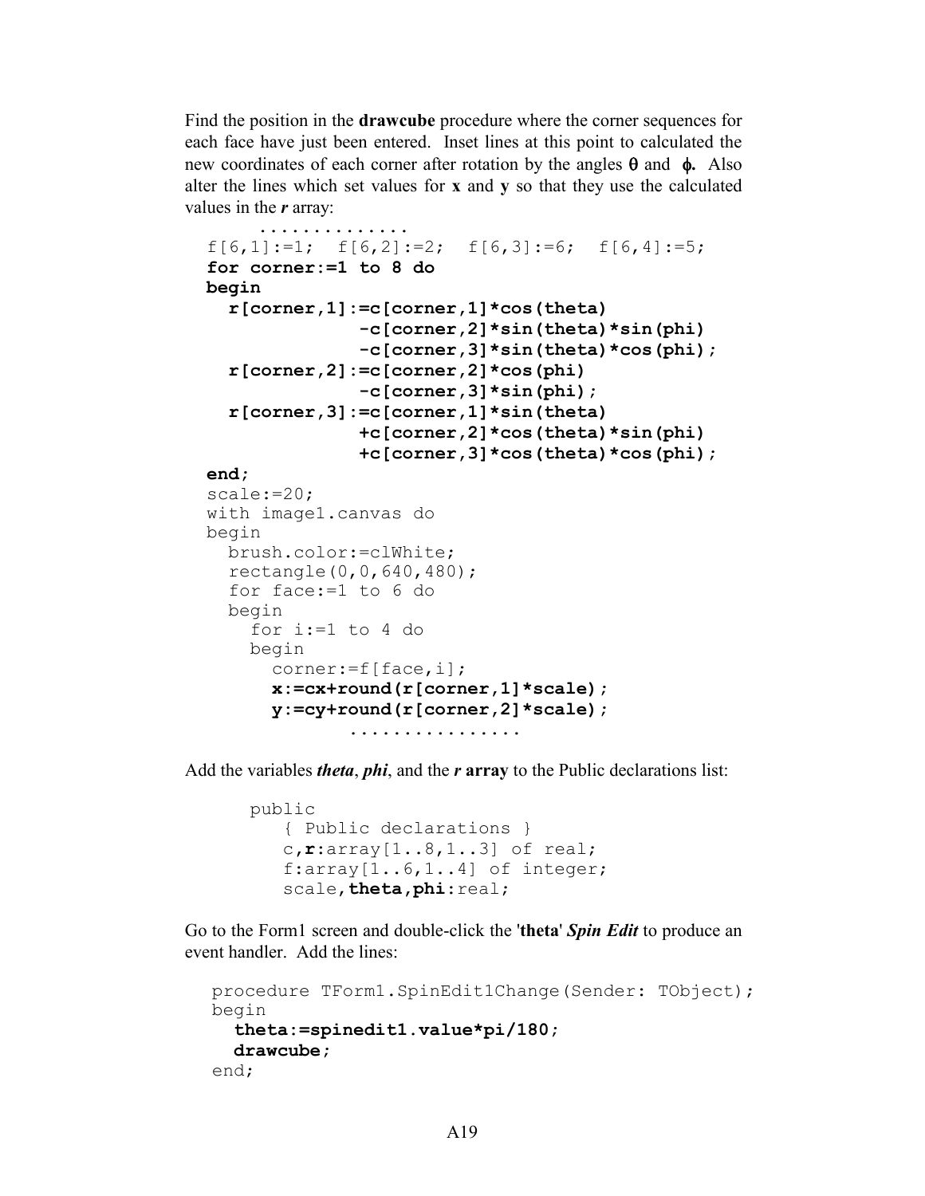Find the position in the **drawcube** procedure where the corner sequences for each face have just been entered. Inset lines at this point to calculated the new coordinates of each corner after rotation by the angles **θ** and **ϕ.** Also alter the lines which set values for **x** and **y** so that they use the calculated values in the ***r*** array:

```
      ..............
f[6,1]:=1;  f[6,2]:=2;  f[6,3]:=6;  f[6,4]:=5;
for corner:=1 to 8 do
begin
  r[corner,1]:=c[corner,1]*cos(theta)
              -c[corner,2]*sin(theta)*sin(phi)
              -c[corner,3]*sin(theta)*cos(phi);
  r[corner,2]:=c[corner,2]*cos(phi)
              -c[corner,3]*sin(phi);
  r[corner,3]:=c[corner,1]*sin(theta)
              +c[corner,2]*cos(theta)*sin(phi)
              +c[corner,3]*cos(theta)*cos(phi);
end;
scale:=20;
with image1.canvas do
begin
  brush.color:=clWhite;
  rectangle(0,0,640,480);
  for face:=1 to 6 do
  begin
    for i:=1 to 4 do
    begin
      corner:=f[face,i];
      x:=cx+round(r[corner,1]*scale);
      y:=cy+round(r[corner,2]*scale);
             ................
```

Add the variables ***theta***, ***phi***, and the ***r*** **array** to the Public declarations list:

```
public
   { Public declarations }
   c,r:array[1..8,1..3] of real;
   f:array[1..6,1..4] of integer;
   scale,theta,phi:real;
```

Go to the Form1 screen and double-click the '**theta**' ***Spin Edit*** to produce an event handler. Add the lines:

```
procedure TForm1.SpinEdit1Change(Sender: TObject);
begin
  theta:=spinedit1.value*pi/180;
  drawcube;
end;
```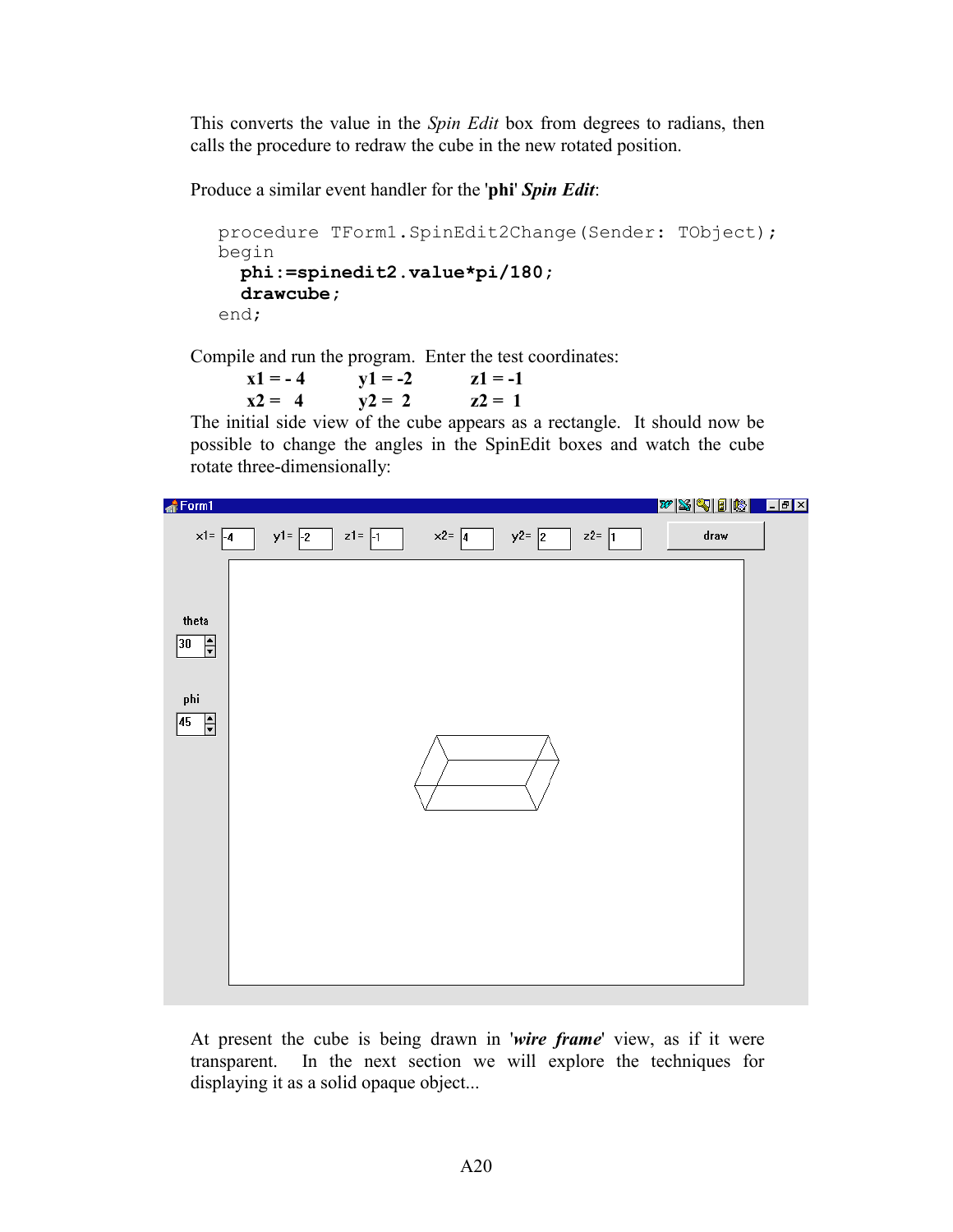This converts the value in the *Spin Edit* box from degrees to radians, then calls the procedure to redraw the cube in the new rotated position.

Produce a similar event handler for the '**phi**' ***Spin Edit***:

```
procedure TForm1.SpinEdit2Change(Sender: TObject);
begin
  phi:=spinedit2.value*pi/180;
  drawcube;
end;
```

Compile and run the program. Enter the test coordinates:

**x1 = - 4** **y1 = -2** **z1 = -1**
**x2 = 4** **y2 = 2** **z2 = 1**

The initial side view of the cube appears as a rectangle. It should now be possible to change the angles in the SpinEdit boxes and watch the cube rotate three-dimensionally:

At present the cube is being drawn in '***wire frame***' view, as if it were transparent. In the next section we will explore the techniques for displaying it as a solid opaque object...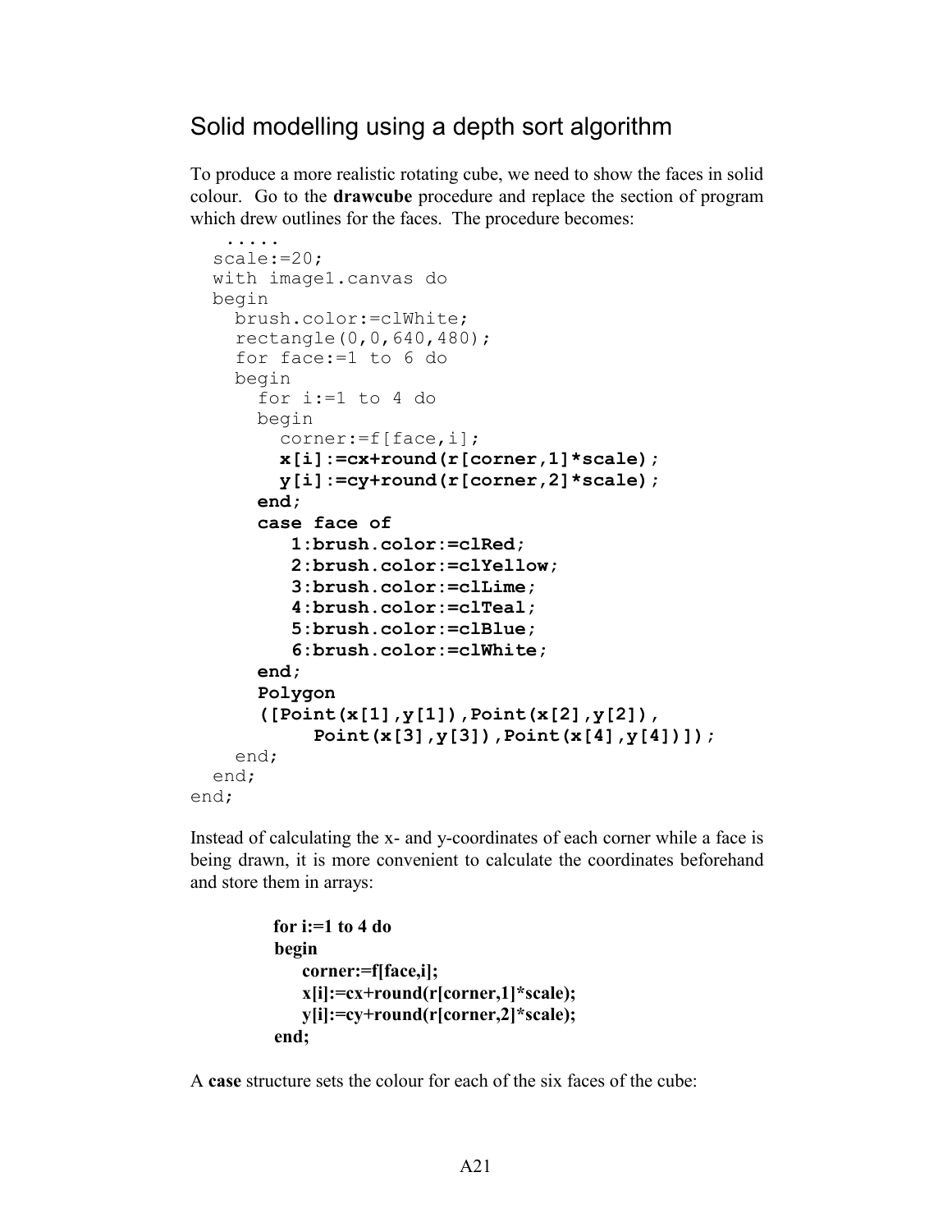## Solid modelling using a depth sort algorithm

To produce a more realistic rotating cube, we need to show the faces in solid colour. Go to the **drawcube** procedure and replace the section of program which drew outlines for the faces. The procedure becomes:

```
   .....
  scale:=20;
  with image1.canvas do
  begin
    brush.color:=clWhite;
    rectangle(0,0,640,480);
    for face:=1 to 6 do
    begin
      for i:=1 to 4 do
      begin
        corner:=f[face,i];
        x[i]:=cx+round(r[corner,1]*scale);
        y[i]:=cy+round(r[corner,2]*scale);
      end;
      case face of
         1:brush.color:=clRed;
         2:brush.color:=clYellow;
         3:brush.color:=clLime;
         4:brush.color:=clTeal;
         5:brush.color:=clBlue;
         6:brush.color:=clWhite;
      end;
      Polygon
      ([Point(x[1],y[1]),Point(x[2],y[2]),
           Point(x[3],y[3]),Point(x[4],y[4])]);
    end;
  end;
end;
```

Instead of calculating the x- and y-coordinates of each corner while a face is being drawn, it is more convenient to calculate the coordinates beforehand and store them in arrays:

```
for i:=1 to 4 do
begin
    corner:=f[face,i];
    x[i]:=cx+round(r[corner,1]*scale);
    y[i]:=cy+round(r[corner,2]*scale);
end;
```

A **case** structure sets the colour for each of the six faces of the cube: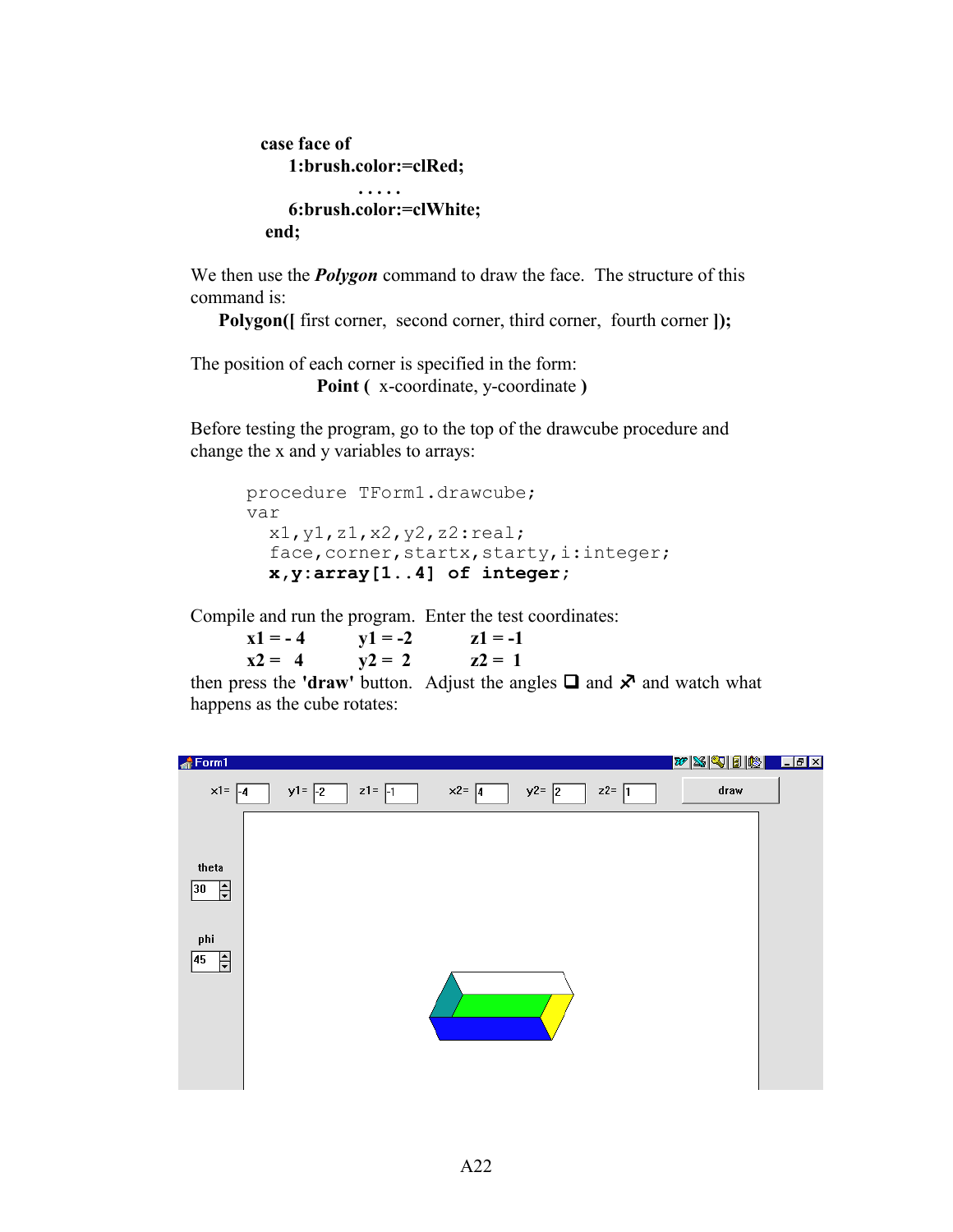```
case face of
    1:brush.color:=clRed;
        . . . . .
    6:brush.color:=clWhite;
 end;
```

We then use the ***Polygon*** command to draw the face. The structure of this command is:

**Polygon([** first corner, second corner, third corner, fourth corner **]);**

The position of each corner is specified in the form:

**Point (** x-coordinate, y-coordinate **)**

Before testing the program, go to the top of the drawcube procedure and change the x and y variables to arrays:

```
procedure TForm1.drawcube;
var
  x1,y1,z1,x2,y2,z2:real;
  face,corner,startx,starty,i:integer;
  x,y:array[1..4] of integer;
```

Compile and run the program. Enter the test coordinates:

**x1 = - 4** **y1 = -2** **z1 = -1**

**x2 = 4** **y2 = 2** **z2 = 1**

then press the **'draw'** button. Adjust the angles ❑ and ⚙ and watch what happens as the cube rotates: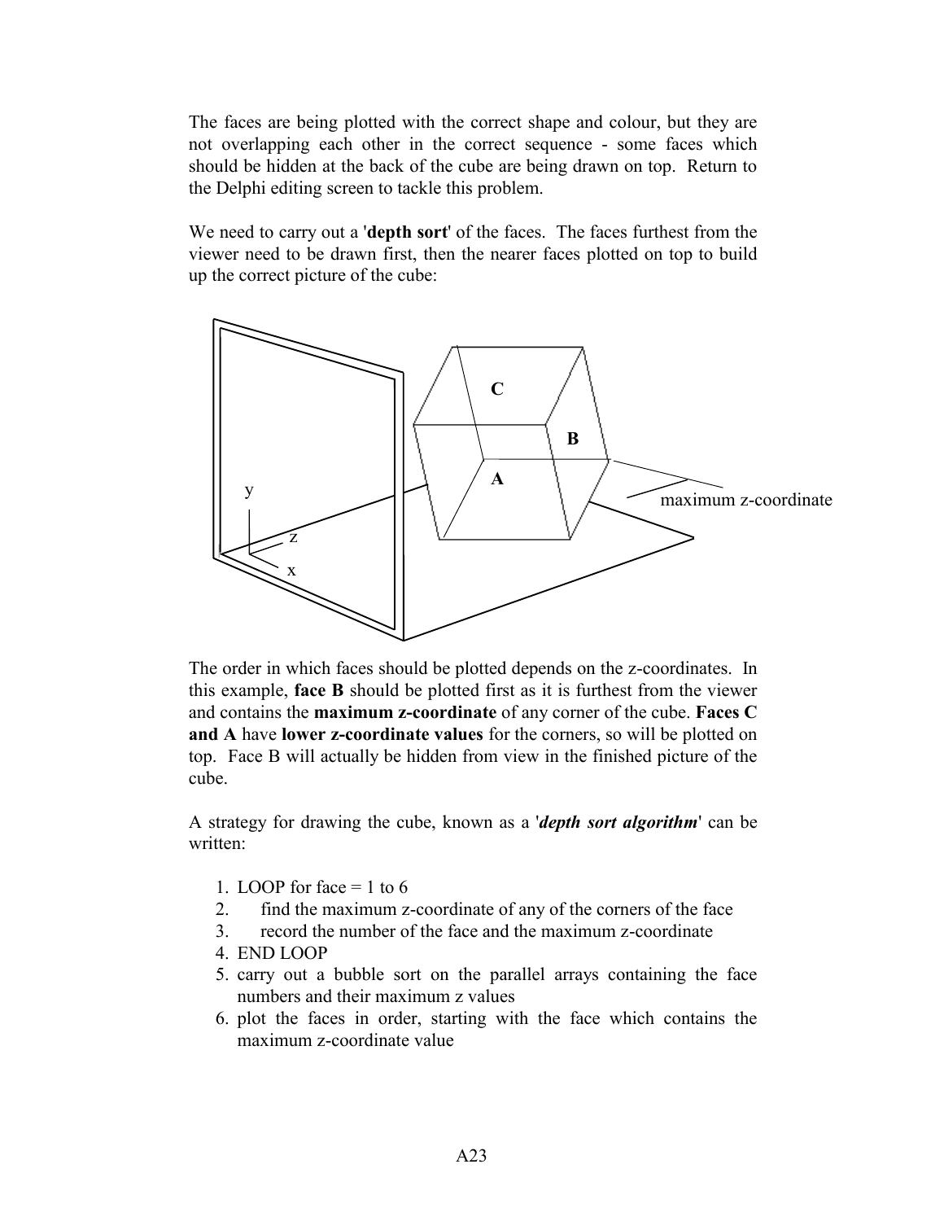The faces are being plotted with the correct shape and colour, but they are not overlapping each other in the correct sequence - some faces which should be hidden at the back of the cube are being drawn on top. Return to the Delphi editing screen to tackle this problem.

We need to carry out a '**depth sort**' of the faces. The faces furthest from the viewer need to be drawn first, then the nearer faces plotted on top to build up the correct picture of the cube:

The order in which faces should be plotted depends on the z-coordinates. In this example, **face B** should be plotted first as it is furthest from the viewer and contains the **maximum z-coordinate** of any corner of the cube. **Faces C and A** have **lower z-coordinate values** for the corners, so will be plotted on top. Face B will actually be hidden from view in the finished picture of the cube.

A strategy for drawing the cube, known as a '***depth sort algorithm***' can be written:

1. LOOP for face = 1 to 6
2. find the maximum z-coordinate of any of the corners of the face
3. record the number of the face and the maximum z-coordinate
4. END LOOP
5. carry out a bubble sort on the parallel arrays containing the face numbers and their maximum z values
6. plot the faces in order, starting with the face which contains the maximum z-coordinate value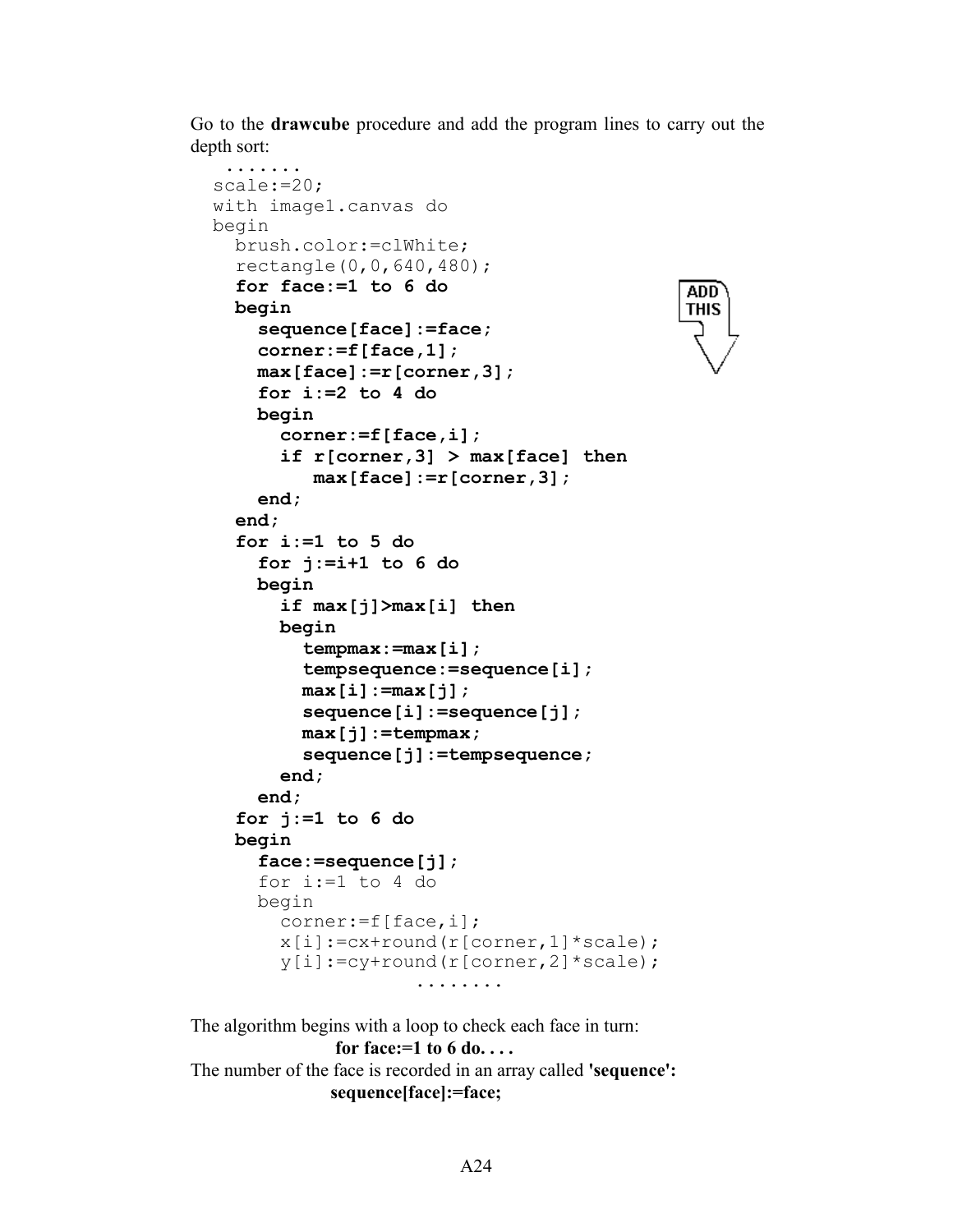Go to the **drawcube** procedure and add the program lines to carry out the depth sort:

```
 .......
scale:=20;
with image1.canvas do
begin
  brush.color:=clWhite;
  rectangle(0,0,640,480);
  for face:=1 to 6 do
  begin
    sequence[face]:=face;
    corner:=f[face,1];
    max[face]:=r[corner,3];
    for i:=2 to 4 do
    begin
      corner:=f[face,i];
      if r[corner,3] > max[face] then
         max[face]:=r[corner,3];
    end;
  end;
  for i:=1 to 5 do
    for j:=i+1 to 6 do
    begin
      if max[j]>max[i] then
      begin
        tempmax:=max[i];
        tempsequence:=sequence[i];
        max[i]:=max[j];
        sequence[i]:=sequence[j];
        max[j]:=tempmax;
        sequence[j]:=tempsequence;
      end;
    end;
  for j:=1 to 6 do
  begin
    face:=sequence[j];
    for i:=1 to 4 do
    begin
      corner:=f[face,i];
      x[i]:=cx+round(r[corner,1]*scale);
      y[i]:=cy+round(r[corner,2]*scale);
                  ........
```

ADD THIS

The algorithm begins with a loop to check each face in turn:

**for face:=1 to 6 do. . . .**

The number of the face is recorded in an array called **'sequence':**

**sequence[face]:=face;**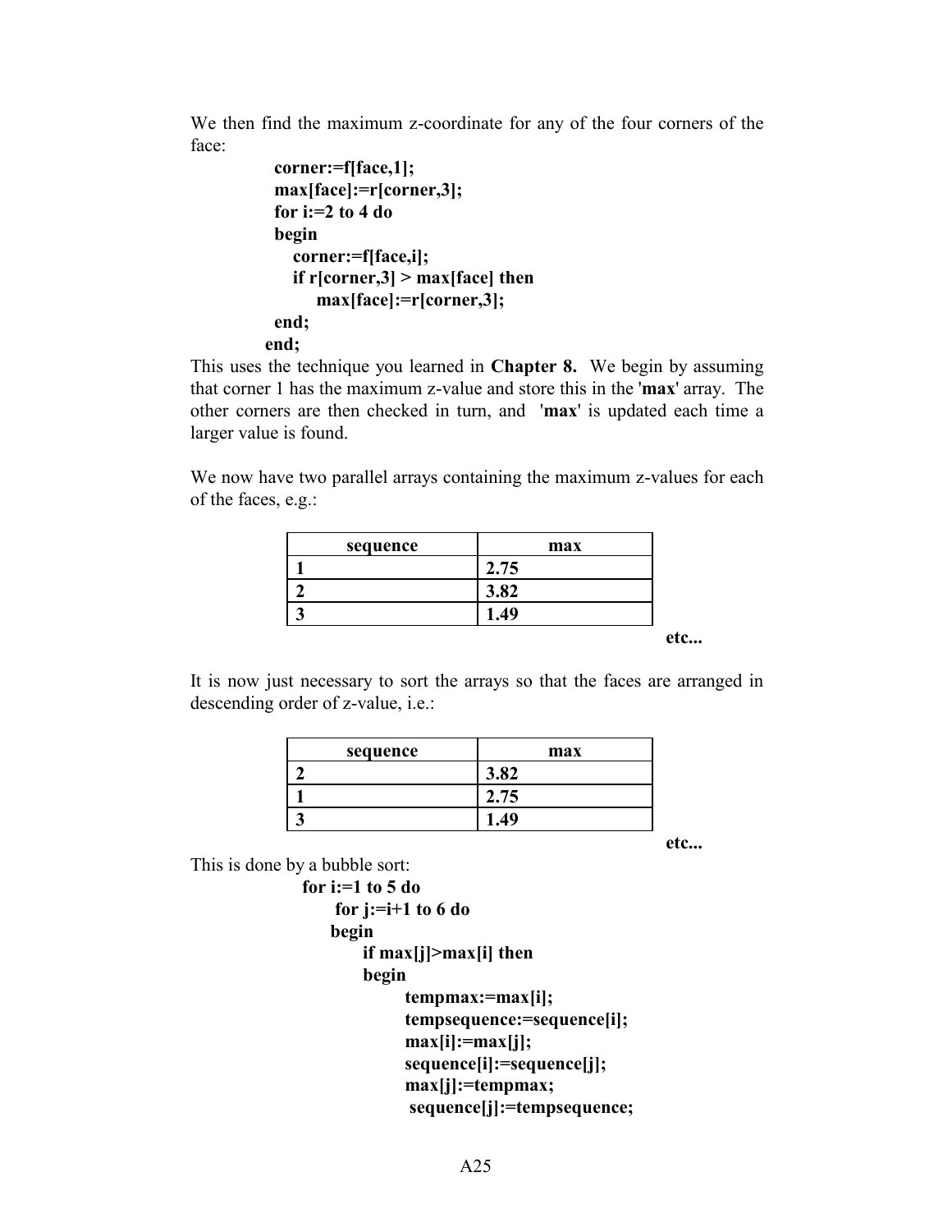We then find the maximum z-coordinate for any of the four corners of the face:

```
corner:=f[face,1];
max[face]:=r[corner,3];
for i:=2 to 4 do
begin
   corner:=f[face,i];
   if r[corner,3] > max[face] then
      max[face]:=r[corner,3];
end;
end;
```

This uses the technique you learned in **Chapter 8.** We begin by assuming that corner 1 has the maximum z-value and store this in the '**max**' array. The other corners are then checked in turn, and '**max**' is updated each time a larger value is found.

We now have two parallel arrays containing the maximum z-values for each of the faces, e.g.:

| sequence | max |
|---|---|
| **1** | **2.75** |
| **2** | **3.82** |
| **3** | **1.49** |

**etc...**

It is now just necessary to sort the arrays so that the faces are arranged in descending order of z-value, i.e.:

| sequence | max |
|---|---|
| **2** | **3.82** |
| **1** | **2.75** |
| **3** | **1.49** |

**etc...**

This is done by a bubble sort:

```
for i:=1 to 5 do
   for j:=i+1 to 6 do
   begin
      if max[j]>max[i] then
      begin
         tempmax:=max[i];
         tempsequence:=sequence[i];
         max[i]:=max[j];
         sequence[i]:=sequence[j];
         max[j]:=tempmax;
         sequence[j]:=tempsequence;
```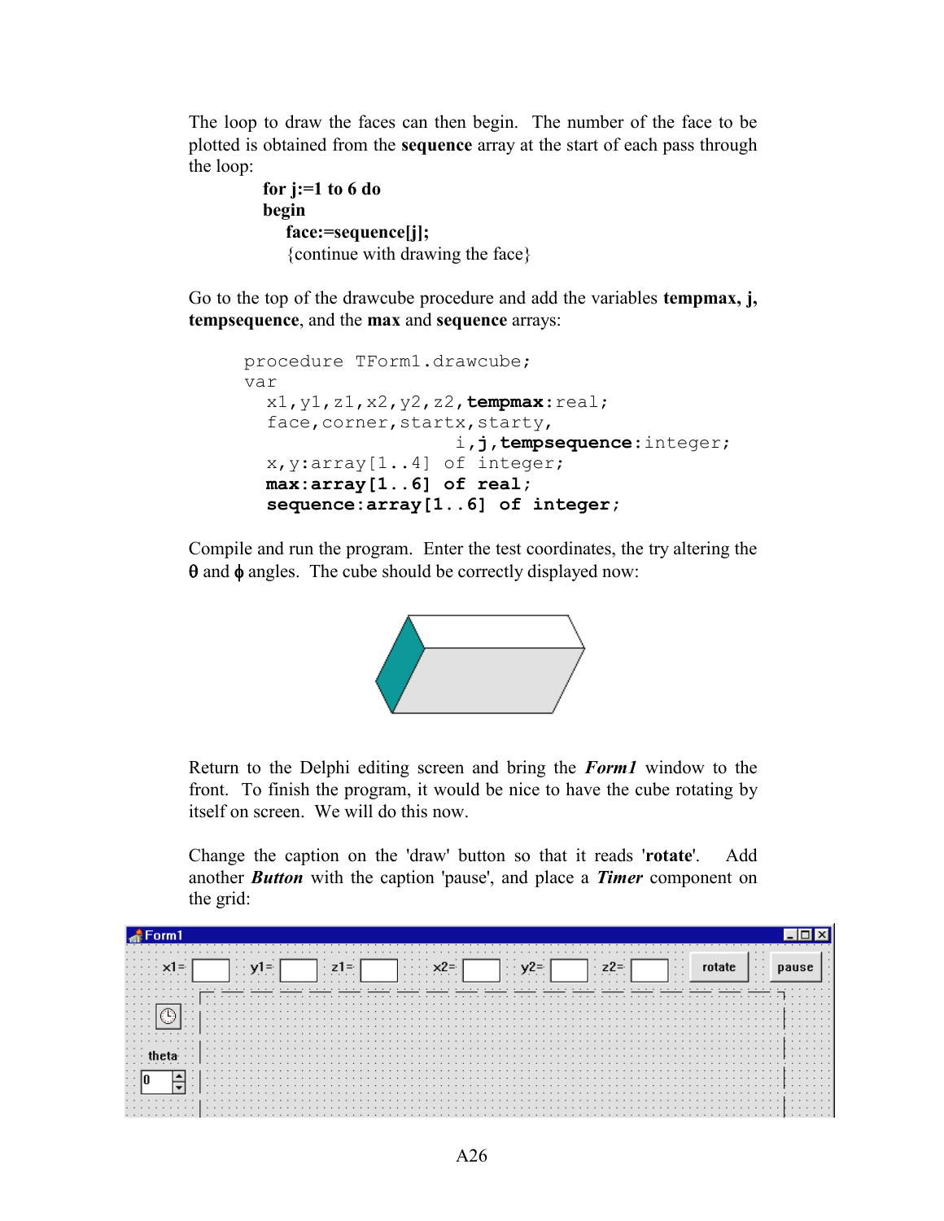The loop to draw the faces can then begin. The number of the face to be plotted is obtained from the **sequence** array at the start of each pass through the loop:

```
for j:=1 to 6 do
begin
  face:=sequence[j];
  {continue with drawing the face}
```

Go to the top of the drawcube procedure and add the variables **tempmax, j, tempsequence**, and the **max** and **sequence** arrays:

```
procedure TForm1.drawcube;
var
  x1,y1,z1,x2,y2,z2,tempmax:real;
  face,corner,startx,starty,
                    i,j,tempsequence:integer;
  x,y:array[1..4] of integer;
  max:array[1..6] of real;
  sequence:array[1..6] of integer;
```

Compile and run the program. Enter the test coordinates, the try altering the θ and ϕ angles. The cube should be correctly displayed now:

Return to the Delphi editing screen and bring the ***Form1*** window to the front. To finish the program, it would be nice to have the cube rotating by itself on screen. We will do this now.

Change the caption on the 'draw' button so that it reads '**rotate**'. Add another ***Button*** with the caption 'pause', and place a ***Timer*** component on the grid: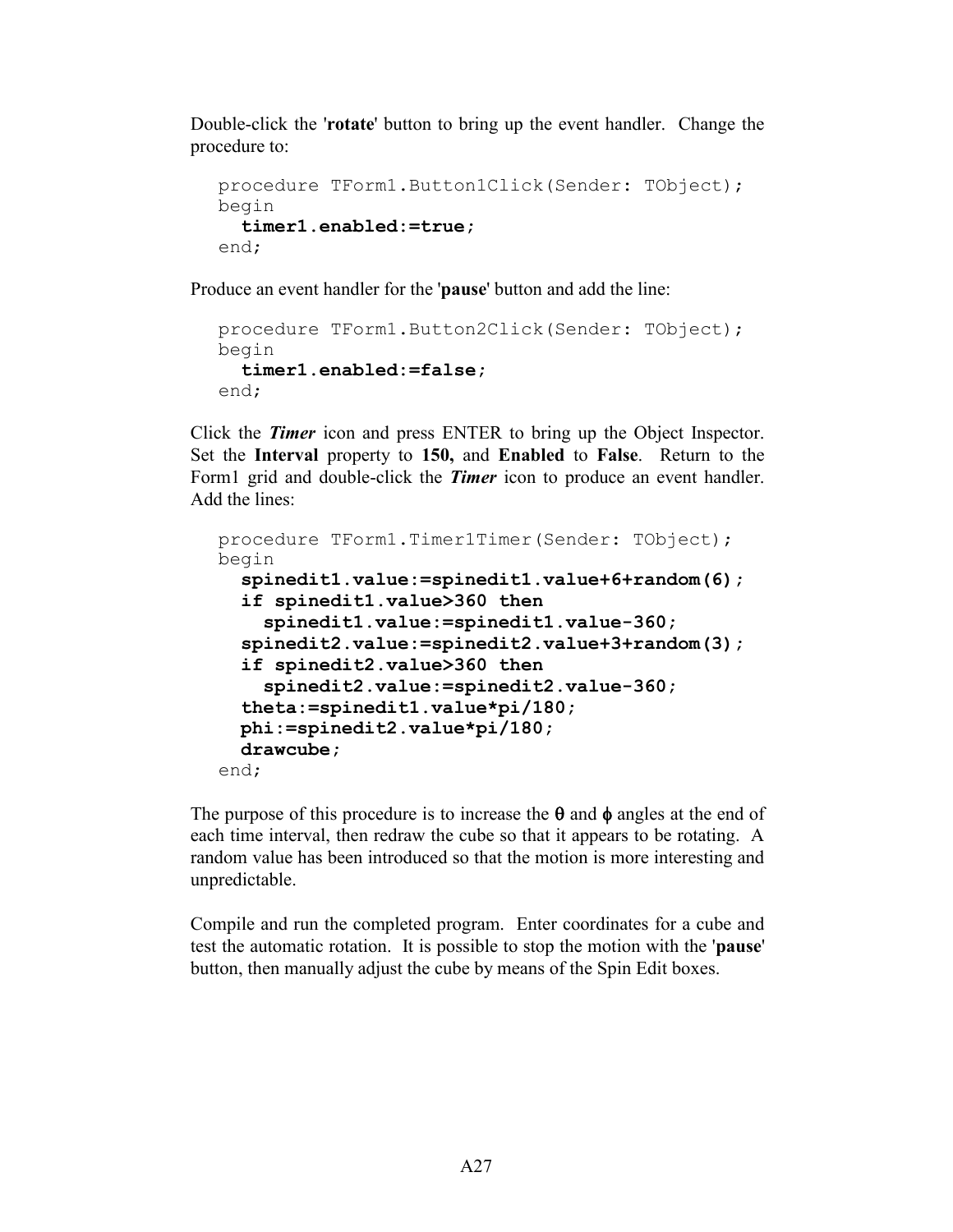Double-click the '**rotate**' button to bring up the event handler. Change the procedure to:

```
procedure TForm1.Button1Click(Sender: TObject);
begin
  timer1.enabled:=true;
end;
```

Produce an event handler for the '**pause**' button and add the line:

```
procedure TForm1.Button2Click(Sender: TObject);
begin
  timer1.enabled:=false;
end;
```

Click the ***Timer*** icon and press ENTER to bring up the Object Inspector. Set the **Interval** property to **150,** and **Enabled** to **False**. Return to the Form1 grid and double-click the ***Timer*** icon to produce an event handler. Add the lines:

```
procedure TForm1.Timer1Timer(Sender: TObject);
begin
  spinedit1.value:=spinedit1.value+6+random(6);
  if spinedit1.value>360 then
    spinedit1.value:=spinedit1.value-360;
  spinedit2.value:=spinedit2.value+3+random(3);
  if spinedit2.value>360 then
    spinedit2.value:=spinedit2.value-360;
  theta:=spinedit1.value*pi/180;
  phi:=spinedit2.value*pi/180;
  drawcube;
end;
```

The purpose of this procedure is to increase the $\theta$ and $\phi$ angles at the end of each time interval, then redraw the cube so that it appears to be rotating. A random value has been introduced so that the motion is more interesting and unpredictable.

Compile and run the completed program. Enter coordinates for a cube and test the automatic rotation. It is possible to stop the motion with the '**pause**' button, then manually adjust the cube by means of the Spin Edit boxes.